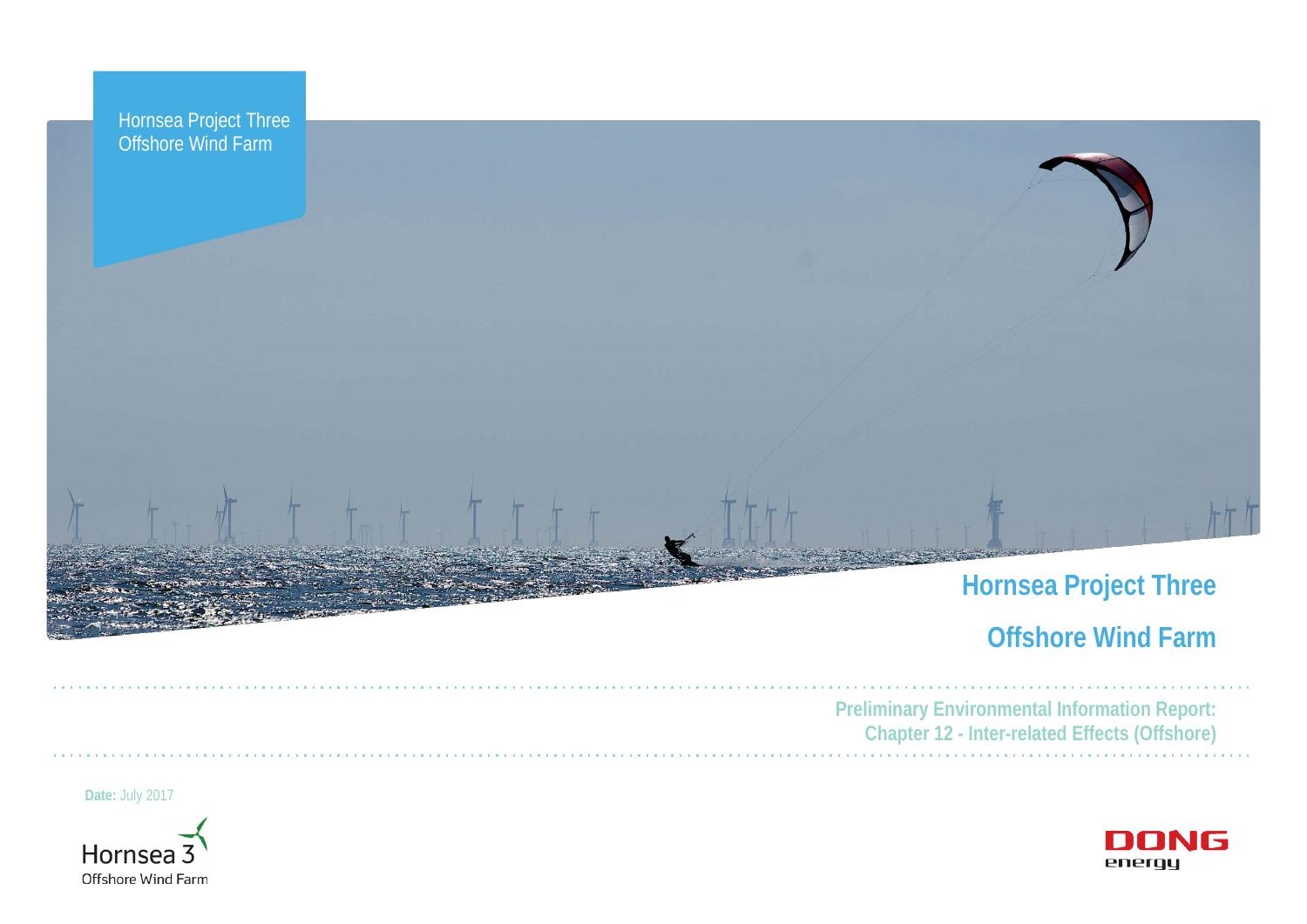Hornsea Project Three Offshore Wind Farm

# Hornsea Project Three Offshore Wind Farm

## Preliminary Environmental Information Report: Chapter 12 - Inter-related Effects (Offshore)

**Date:** July 2017

Hornsea 3 Offshore Wind Farm

DONG energy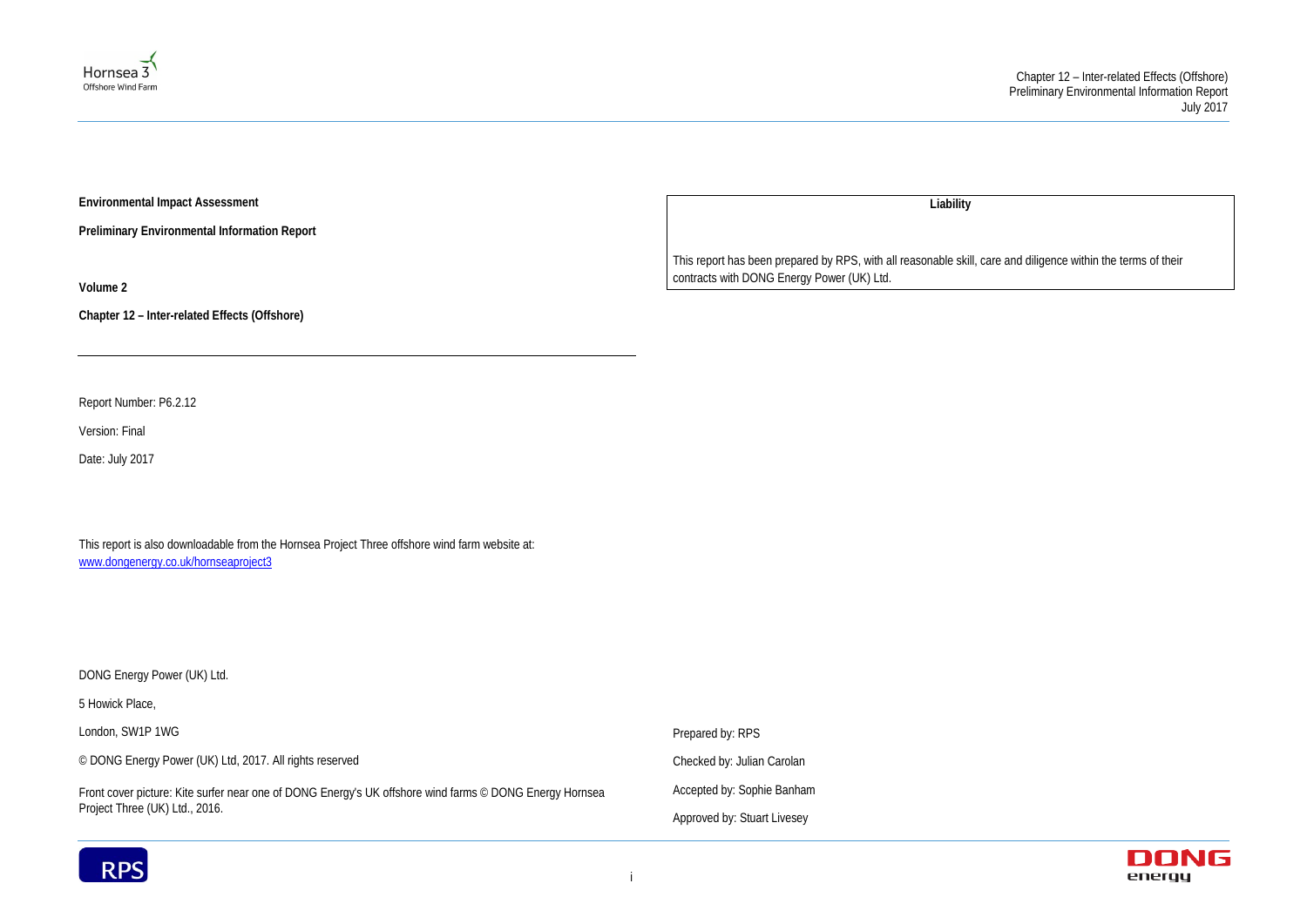**Environmental Impact Assessment**

**Preliminary Environmental Information Report**

**Volume 2**

**Chapter 12 – Inter-related Effects (Offshore)**

---

Report Number: P6.2.12

Version: Final

Date: July 2017

This report is also downloadable from the Hornsea Project Three offshore wind farm website at: www.dongenergy.co.uk/hornseaproject3

DONG Energy Power (UK) Ltd.

5 Howick Place,

London, SW1P 1WG

© DONG Energy Power (UK) Ltd, 2017. All rights reserved

Front cover picture: Kite surfer near one of DONG Energy's UK offshore wind farms © DONG Energy Hornsea Project Three (UK) Ltd., 2016.

| Liability |
| --- |
| This report has been prepared by RPS, with all reasonable skill, care and diligence within the terms of their contracts with DONG Energy Power (UK) Ltd. |

Prepared by: RPS

Checked by: Julian Carolan

Accepted by: Sophie Banham

Approved by: Stuart Livesey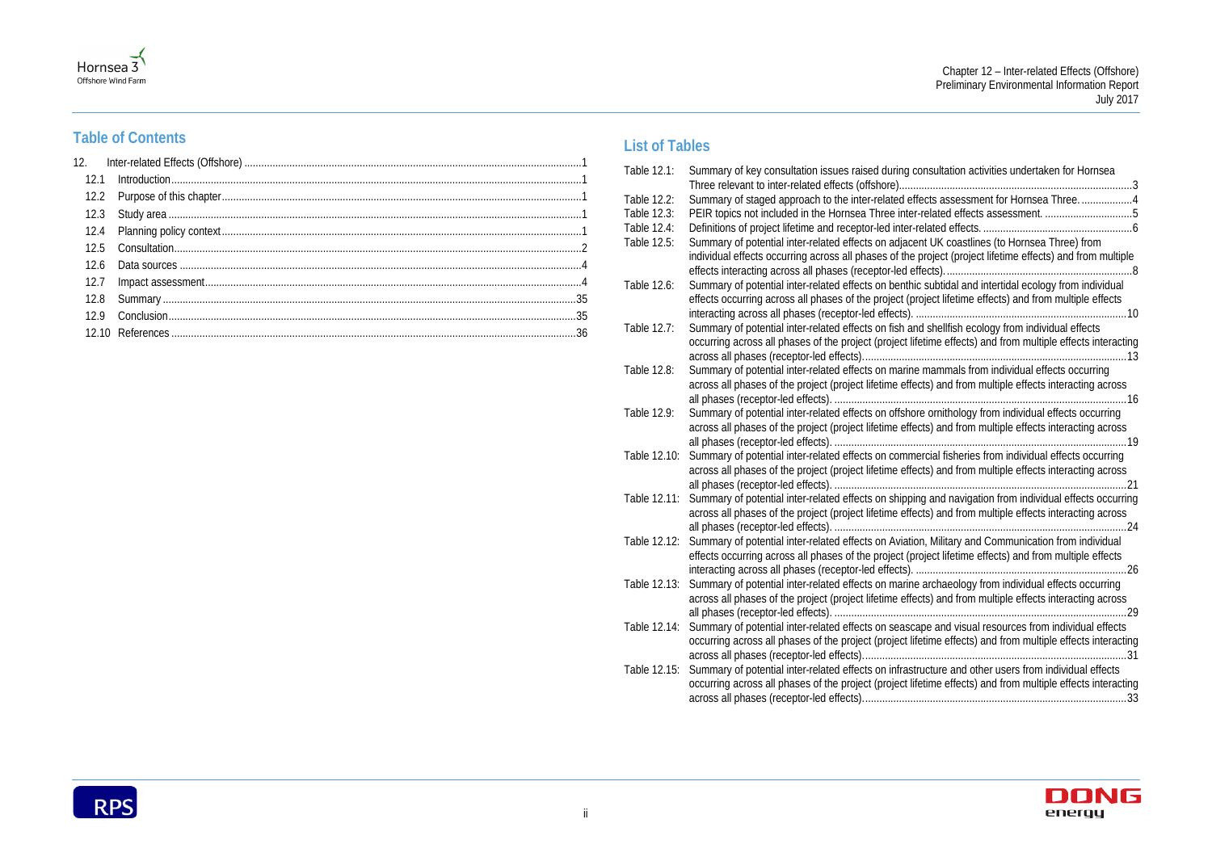## Table of Contents

| | | |
|---|---|---|
| 12. | Inter-related Effects (Offshore) | 1 |
| 12.1 | Introduction | 1 |
| 12.2 | Purpose of this chapter | 1 |
| 12.3 | Study area | 1 |
| 12.4 | Planning policy context | 1 |
| 12.5 | Consultation | 2 |
| 12.6 | Data sources | 4 |
| 12.7 | Impact assessment | 4 |
| 12.8 | Summary | 35 |
| 12.9 | Conclusion | 35 |
| 12.10 | References | 36 |

## List of Tables

| | | |
|---|---|---|
| Table 12.1: | Summary of key consultation issues raised during consultation activities undertaken for Hornsea Three relevant to inter-related effects (offshore) | 3 |
| Table 12.2: | Summary of staged approach to the inter-related effects assessment for Hornsea Three. | 4 |
| Table 12.3: | PEIR topics not included in the Hornsea Three inter-related effects assessment. | 5 |
| Table 12.4: | Definitions of project lifetime and receptor-led inter-related effects. | 6 |
| Table 12.5: | Summary of potential inter-related effects on adjacent UK coastlines (to Hornsea Three) from individual effects occurring across all phases of the project (project lifetime effects) and from multiple effects interacting across all phases (receptor-led effects). | 8 |
| Table 12.6: | Summary of potential inter-related effects on benthic subtidal and intertidal ecology from individual effects occurring across all phases of the project (project lifetime effects) and from multiple effects interacting across all phases (receptor-led effects). | 10 |
| Table 12.7: | Summary of potential inter-related effects on fish and shellfish ecology from individual effects occurring across all phases of the project (project lifetime effects) and from multiple effects interacting across all phases (receptor-led effects). | 13 |
| Table 12.8: | Summary of potential inter-related effects on marine mammals from individual effects occurring across all phases of the project (project lifetime effects) and from multiple effects interacting across all phases (receptor-led effects). | 16 |
| Table 12.9: | Summary of potential inter-related effects on offshore ornithology from individual effects occurring across all phases of the project (project lifetime effects) and from multiple effects interacting across all phases (receptor-led effects). | 19 |
| Table 12.10: | Summary of potential inter-related effects on commercial fisheries from individual effects occurring across all phases of the project (project lifetime effects) and from multiple effects interacting across all phases (receptor-led effects). | 21 |
| Table 12.11: | Summary of potential inter-related effects on shipping and navigation from individual effects occurring across all phases of the project (project lifetime effects) and from multiple effects interacting across all phases (receptor-led effects). | 24 |
| Table 12.12: | Summary of potential inter-related effects on Aviation, Military and Communication from individual effects occurring across all phases of the project (project lifetime effects) and from multiple effects interacting across all phases (receptor-led effects). | 26 |
| Table 12.13: | Summary of potential inter-related effects on marine archaeology from individual effects occurring across all phases of the project (project lifetime effects) and from multiple effects interacting across all phases (receptor-led effects). | 29 |
| Table 12.14: | Summary of potential inter-related effects on seascape and visual resources from individual effects occurring across all phases of the project (project lifetime effects) and from multiple effects interacting across all phases (receptor-led effects). | 31 |
| Table 12.15: | Summary of potential inter-related effects on infrastructure and other users from individual effects occurring across all phases of the project (project lifetime effects) and from multiple effects interacting across all phases (receptor-led effects). | 33 |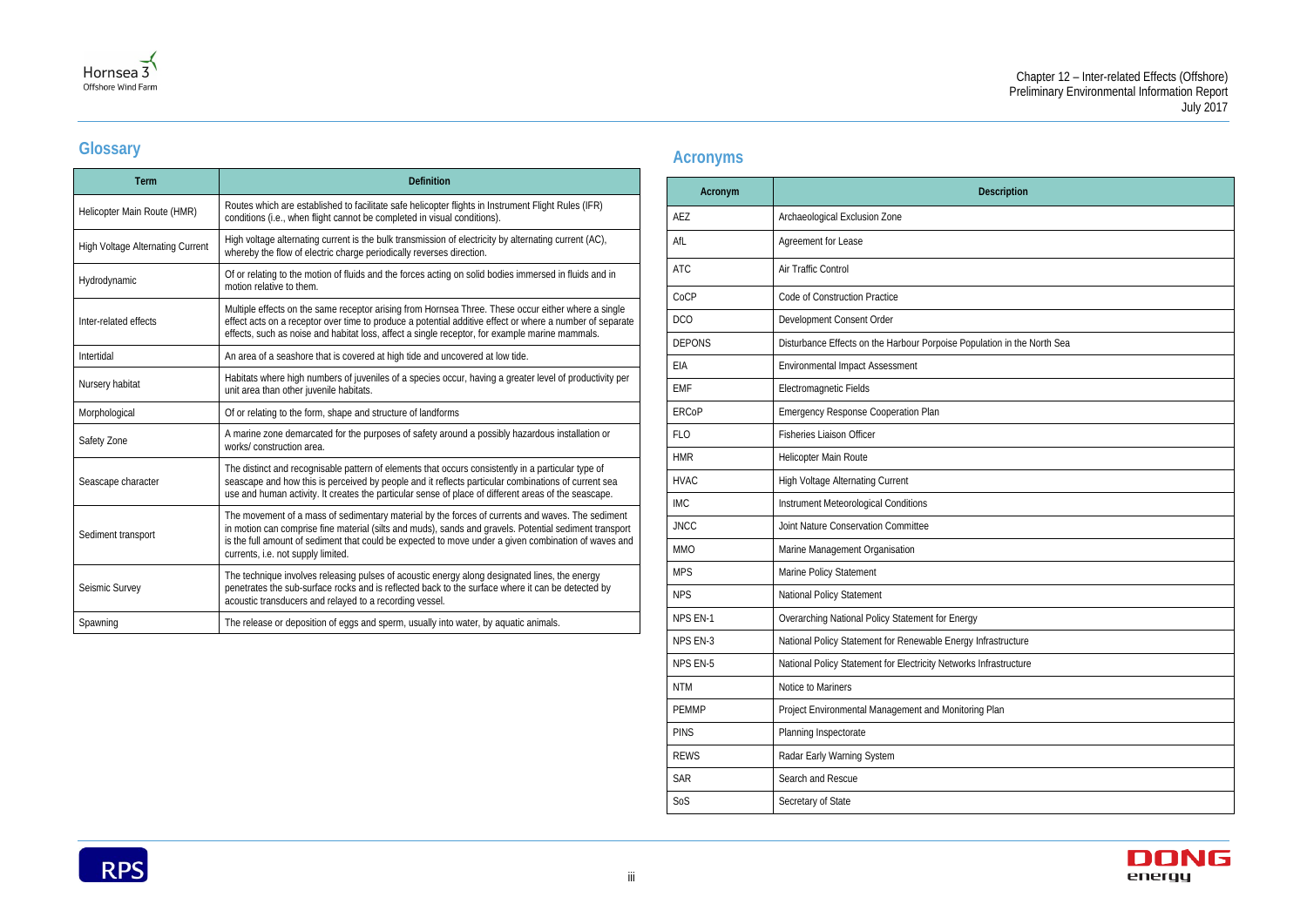## Glossary

| Term | Definition |
| --- | --- |
| Helicopter Main Route (HMR) | Routes which are established to facilitate safe helicopter flights in Instrument Flight Rules (IFR) conditions (i.e., when flight cannot be completed in visual conditions). |
| High Voltage Alternating Current | High voltage alternating current is the bulk transmission of electricity by alternating current (AC), whereby the flow of electric charge periodically reverses direction. |
| Hydrodynamic | Of or relating to the motion of fluids and the forces acting on solid bodies immersed in fluids and in motion relative to them. |
| Inter-related effects | Multiple effects on the same receptor arising from Hornsea Three. These occur either where a single effect acts on a receptor over time to produce a potential additive effect or where a number of separate effects, such as noise and habitat loss, affect a single receptor, for example marine mammals. |
| Intertidal | An area of a seashore that is covered at high tide and uncovered at low tide. |
| Nursery habitat | Habitats where high numbers of juveniles of a species occur, having a greater level of productivity per unit area than other juvenile habitats. |
| Morphological | Of or relating to the form, shape and structure of landforms |
| Safety Zone | A marine zone demarcated for the purposes of safety around a possibly hazardous installation or works/ construction area. |
| Seascape character | The distinct and recognisable pattern of elements that occurs consistently in a particular type of seascape and how this is perceived by people and it reflects particular combinations of current sea use and human activity. It creates the particular sense of place of different areas of the seascape. |
| Sediment transport | The movement of a mass of sedimentary material by the forces of currents and waves. The sediment in motion can comprise fine material (silts and muds), sands and gravels. Potential sediment transport is the full amount of sediment that could be expected to move under a given combination of waves and currents, i.e. not supply limited. |
| Seismic Survey | The technique involves releasing pulses of acoustic energy along designated lines, the energy penetrates the sub-surface rocks and is reflected back to the surface where it can be detected by acoustic transducers and relayed to a recording vessel. |
| Spawning | The release or deposition of eggs and sperm, usually into water, by aquatic animals. |

## Acronyms

| Acronym | Description |
| --- | --- |
| AEZ | Archaeological Exclusion Zone |
| AfL | Agreement for Lease |
| ATC | Air Traffic Control |
| CoCP | Code of Construction Practice |
| DCO | Development Consent Order |
| DEPONS | Disturbance Effects on the Harbour Porpoise Population in the North Sea |
| EIA | Environmental Impact Assessment |
| EMF | Electromagnetic Fields |
| ERCoP | Emergency Response Cooperation Plan |
| FLO | Fisheries Liaison Officer |
| HMR | Helicopter Main Route |
| HVAC | High Voltage Alternating Current |
| IMC | Instrument Meteorological Conditions |
| JNCC | Joint Nature Conservation Committee |
| MMO | Marine Management Organisation |
| MPS | Marine Policy Statement |
| NPS | National Policy Statement |
| NPS EN-1 | Overarching National Policy Statement for Energy |
| NPS EN-3 | National Policy Statement for Renewable Energy Infrastructure |
| NPS EN-5 | National Policy Statement for Electricity Networks Infrastructure |
| NTM | Notice to Mariners |
| PEMMP | Project Environmental Management and Monitoring Plan |
| PINS | Planning Inspectorate |
| REWS | Radar Early Warning System |
| SAR | Search and Rescue |
| SoS | Secretary of State |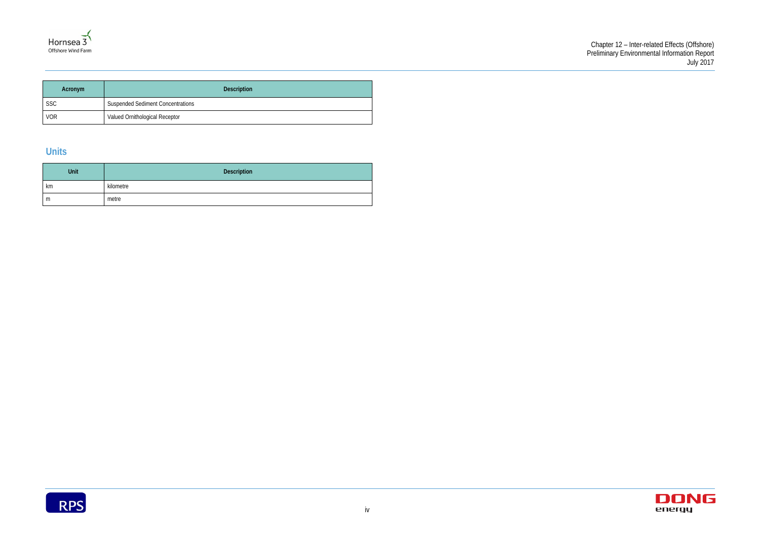| Acronym | Description |
|---|---|
| SSC | Suspended Sediment Concentrations |
| VOR | Valued Ornithological Receptor |

## Units

| Unit | Description |
|---|---|
| km | kilometre |
| m | metre |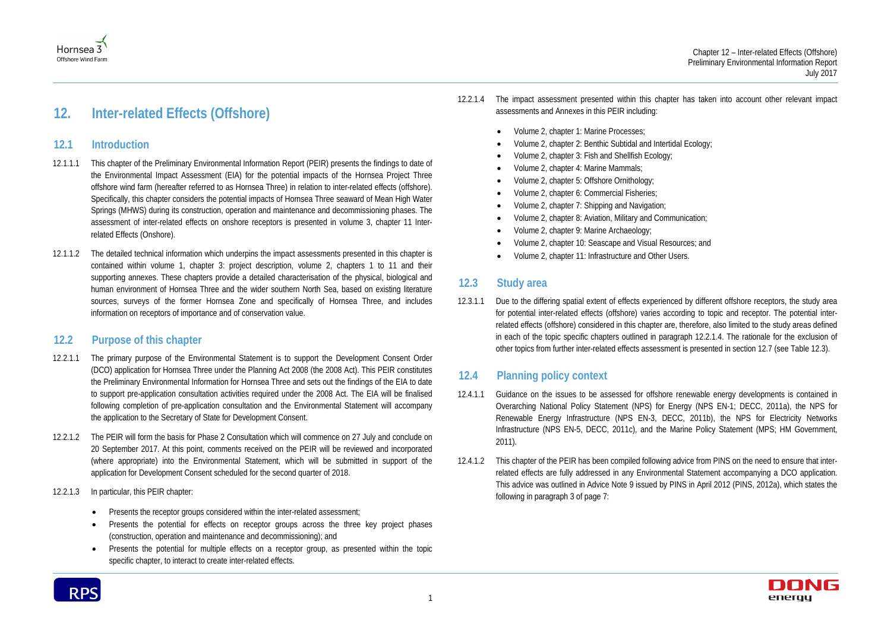# 12. Inter-related Effects (Offshore)

## 12.1 Introduction

12.1.1.1 This chapter of the Preliminary Environmental Information Report (PEIR) presents the findings to date of the Environmental Impact Assessment (EIA) for the potential impacts of the Hornsea Project Three offshore wind farm (hereafter referred to as Hornsea Three) in relation to inter-related effects (offshore). Specifically, this chapter considers the potential impacts of Hornsea Three seaward of Mean High Water Springs (MHWS) during its construction, operation and maintenance and decommissioning phases. The assessment of inter-related effects on onshore receptors is presented in volume 3, chapter 11 Inter-related Effects (Onshore).

12.1.1.2 The detailed technical information which underpins the impact assessments presented in this chapter is contained within volume 1, chapter 3: project description, volume 2, chapters 1 to 11 and their supporting annexes. These chapters provide a detailed characterisation of the physical, biological and human environment of Hornsea Three and the wider southern North Sea, based on existing literature sources, surveys of the former Hornsea Zone and specifically of Hornsea Three, and includes information on receptors of importance and of conservation value.

## 12.2 Purpose of this chapter

12.2.1.1 The primary purpose of the Environmental Statement is to support the Development Consent Order (DCO) application for Hornsea Three under the Planning Act 2008 (the 2008 Act). This PEIR constitutes the Preliminary Environmental Information for Hornsea Three and sets out the findings of the EIA to date to support pre-application consultation activities required under the 2008 Act. The EIA will be finalised following completion of pre-application consultation and the Environmental Statement will accompany the application to the Secretary of State for Development Consent.

12.2.1.2 The PEIR will form the basis for Phase 2 Consultation which will commence on 27 July and conclude on 20 September 2017. At this point, comments received on the PEIR will be reviewed and incorporated (where appropriate) into the Environmental Statement, which will be submitted in support of the application for Development Consent scheduled for the second quarter of 2018.

12.2.1.3 In particular, this PEIR chapter:

- Presents the receptor groups considered within the inter-related assessment;
- Presents the potential for effects on receptor groups across the three key project phases (construction, operation and maintenance and decommissioning); and
- Presents the potential for multiple effects on a receptor group, as presented within the topic specific chapter, to interact to create inter-related effects.

12.2.1.4 The impact assessment presented within this chapter has taken into account other relevant impact assessments and Annexes in this PEIR including:

- Volume 2, chapter 1: Marine Processes;
- Volume 2, chapter 2: Benthic Subtidal and Intertidal Ecology;
- Volume 2, chapter 3: Fish and Shellfish Ecology;
- Volume 2, chapter 4: Marine Mammals;
- Volume 2, chapter 5: Offshore Ornithology;
- Volume 2, chapter 6: Commercial Fisheries;
- Volume 2, chapter 7: Shipping and Navigation;
- Volume 2, chapter 8: Aviation, Military and Communication;
- Volume 2, chapter 9: Marine Archaeology;
- Volume 2, chapter 10: Seascape and Visual Resources; and
- Volume 2, chapter 11: Infrastructure and Other Users.

## 12.3 Study area

12.3.1.1 Due to the differing spatial extent of effects experienced by different offshore receptors, the study area for potential inter-related effects (offshore) varies according to topic and receptor. The potential inter-related effects (offshore) considered in this chapter are, therefore, also limited to the study areas defined in each of the topic specific chapters outlined in paragraph 12.2.1.4. The rationale for the exclusion of other topics from further inter-related effects assessment is presented in section 12.7 (see Table 12.3).

## 12.4 Planning policy context

12.4.1.1 Guidance on the issues to be assessed for offshore renewable energy developments is contained in Overarching National Policy Statement (NPS) for Energy (NPS EN-1; DECC, 2011a), the NPS for Renewable Energy Infrastructure (NPS EN-3, DECC, 2011b), the NPS for Electricity Networks Infrastructure (NPS EN-5, DECC, 2011c), and the Marine Policy Statement (MPS; HM Government, 2011).

12.4.1.2 This chapter of the PEIR has been compiled following advice from PINS on the need to ensure that inter-related effects are fully addressed in any Environmental Statement accompanying a DCO application. This advice was outlined in Advice Note 9 issued by PINS in April 2012 (PINS, 2012a), which states the following in paragraph 3 of page 7: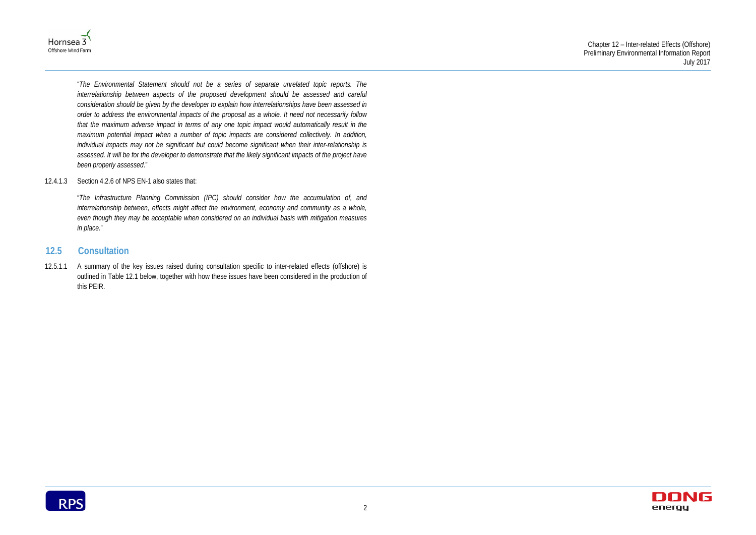"*The Environmental Statement should not be a series of separate unrelated topic reports. The interrelationship between aspects of the proposed development should be assessed and careful consideration should be given by the developer to explain how interrelationships have been assessed in order to address the environmental impacts of the proposal as a whole. It need not necessarily follow that the maximum adverse impact in terms of any one topic impact would automatically result in the maximum potential impact when a number of topic impacts are considered collectively. In addition, individual impacts may not be significant but could become significant when their inter-relationship is assessed. It will be for the developer to demonstrate that the likely significant impacts of the project have been properly assessed*."

12.4.1.3 Section 4.2.6 of NPS EN-1 also states that:

"*The Infrastructure Planning Commission (IPC) should consider how the accumulation of, and interrelationship between, effects might affect the environment, economy and community as a whole, even though they may be acceptable when considered on an individual basis with mitigation measures in place*."

## 12.5 Consultation

12.5.1.1 A summary of the key issues raised during consultation specific to inter-related effects (offshore) is outlined in Table 12.1 below, together with how these issues have been considered in the production of this PEIR.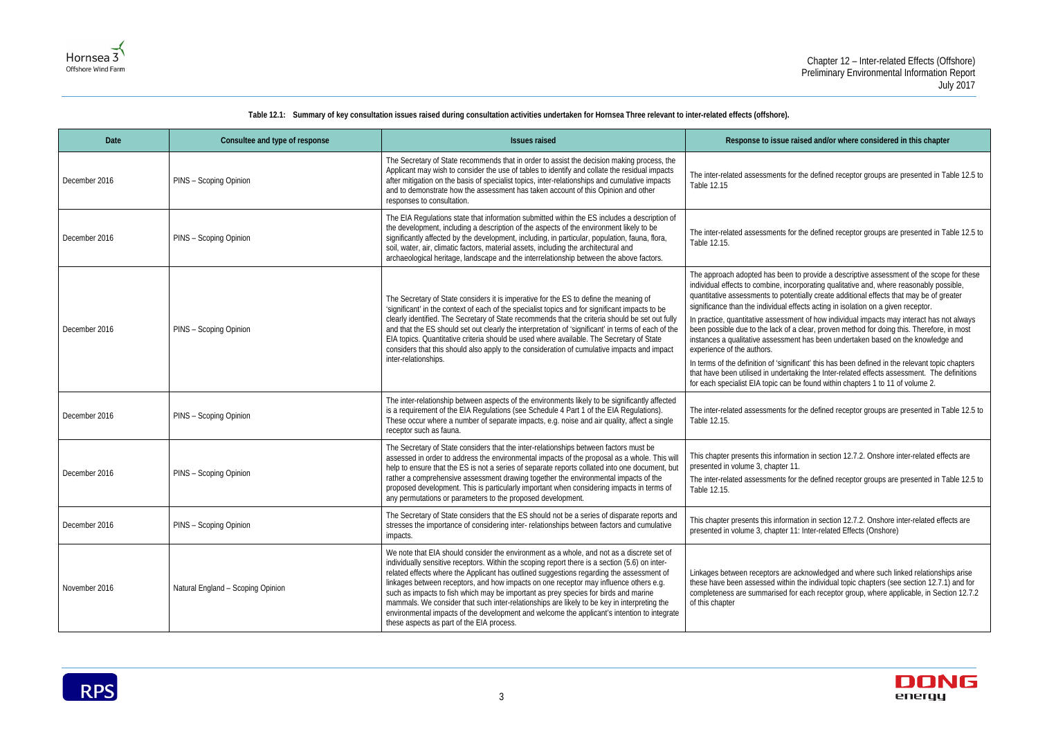**Table 12.1: Summary of key consultation issues raised during consultation activities undertaken for Hornsea Three relevant to inter-related effects (offshore).**

| Date | Consultee and type of response | Issues raised | Response to issue raised and/or where considered in this chapter |
|---|---|---|---|
| December 2016 | PINS – Scoping Opinion | The Secretary of State recommends that in order to assist the decision making process, the Applicant may wish to consider the use of tables to identify and collate the residual impacts after mitigation on the basis of specialist topics, inter-relationships and cumulative impacts and to demonstrate how the assessment has taken account of this Opinion and other responses to consultation. | The inter-related assessments for the defined receptor groups are presented in Table 12.5 to Table 12.15 |
| December 2016 | PINS – Scoping Opinion | The EIA Regulations state that information submitted within the ES includes a description of the development, including a description of the aspects of the environment likely to be significantly affected by the development, including, in particular, population, fauna, flora, soil, water, air, climatic factors, material assets, including the architectural and archaeological heritage, landscape and the interrelationship between the above factors. | The inter-related assessments for the defined receptor groups are presented in Table 12.5 to Table 12.15. |
| December 2016 | PINS – Scoping Opinion | The Secretary of State considers it is imperative for the ES to define the meaning of 'significant' in the context of each of the specialist topics and for significant impacts to be clearly identified. The Secretary of State recommends that the criteria should be set out fully and that the ES should set out clearly the interpretation of 'significant' in terms of each of the EIA topics. Quantitative criteria should be used where available. The Secretary of State considers that this should also apply to the consideration of cumulative impacts and impact inter-relationships. | The approach adopted has been to provide a descriptive assessment of the scope for these individual effects to combine, incorporating qualitative and, where reasonably possible, quantitative assessments to potentially create additional effects that may be of greater significance than the individual effects acting in isolation on a given receptor.<br><br>In practice, quantitative assessment of how individual impacts may interact has not always been possible due to the lack of a clear, proven method for doing this. Therefore, in most instances a qualitative assessment has been undertaken based on the knowledge and experience of the authors.<br><br>In terms of the definition of 'significant' this has been defined in the relevant topic chapters that have been utilised in undertaking the Inter-related effects assessment. The definitions for each specialist EIA topic can be found within chapters 1 to 11 of volume 2. |
| December 2016 | PINS – Scoping Opinion | The inter-relationship between aspects of the environments likely to be significantly affected is a requirement of the EIA Regulations (see Schedule 4 Part 1 of the EIA Regulations). These occur where a number of separate impacts, e.g. noise and air quality, affect a single receptor such as fauna. | The inter-related assessments for the defined receptor groups are presented in Table 12.5 to Table 12.15. |
| December 2016 | PINS – Scoping Opinion | The Secretary of State considers that the inter-relationships between factors must be assessed in order to address the environmental impacts of the proposal as a whole. This will help to ensure that the ES is not a series of separate reports collated into one document, but rather a comprehensive assessment drawing together the environmental impacts of the proposed development. This is particularly important when considering impacts in terms of any permutations or parameters to the proposed development. | This chapter presents this information in section 12.7.2. Onshore inter-related effects are presented in volume 3, chapter 11.<br><br>The inter-related assessments for the defined receptor groups are presented in Table 12.5 to Table 12.15. |
| December 2016 | PINS – Scoping Opinion | The Secretary of State considers that the ES should not be a series of disparate reports and stresses the importance of considering inter- relationships between factors and cumulative impacts. | This chapter presents this information in section 12.7.2. Onshore inter-related effects are presented in volume 3, chapter 11: Inter-related Effects (Onshore) |
| November 2016 | Natural England – Scoping Opinion | We note that EIA should consider the environment as a whole, and not as a discrete set of individually sensitive receptors. Within the scoping report there is a section (5.6) on inter-related effects where the Applicant has outlined suggestions regarding the assessment of linkages between receptors, and how impacts on one receptor may influence others e.g. such as impacts to fish which may be important as prey species for birds and marine mammals. We consider that such inter-relationships are likely to be key in interpreting the environmental impacts of the development and welcome the applicant's intention to integrate these aspects as part of the EIA process. | Linkages between receptors are acknowledged and where such linked relationships arise these have been assessed within the individual topic chapters (see section 12.7.1) and for completeness are summarised for each receptor group, where applicable, in Section 12.7.2 of this chapter |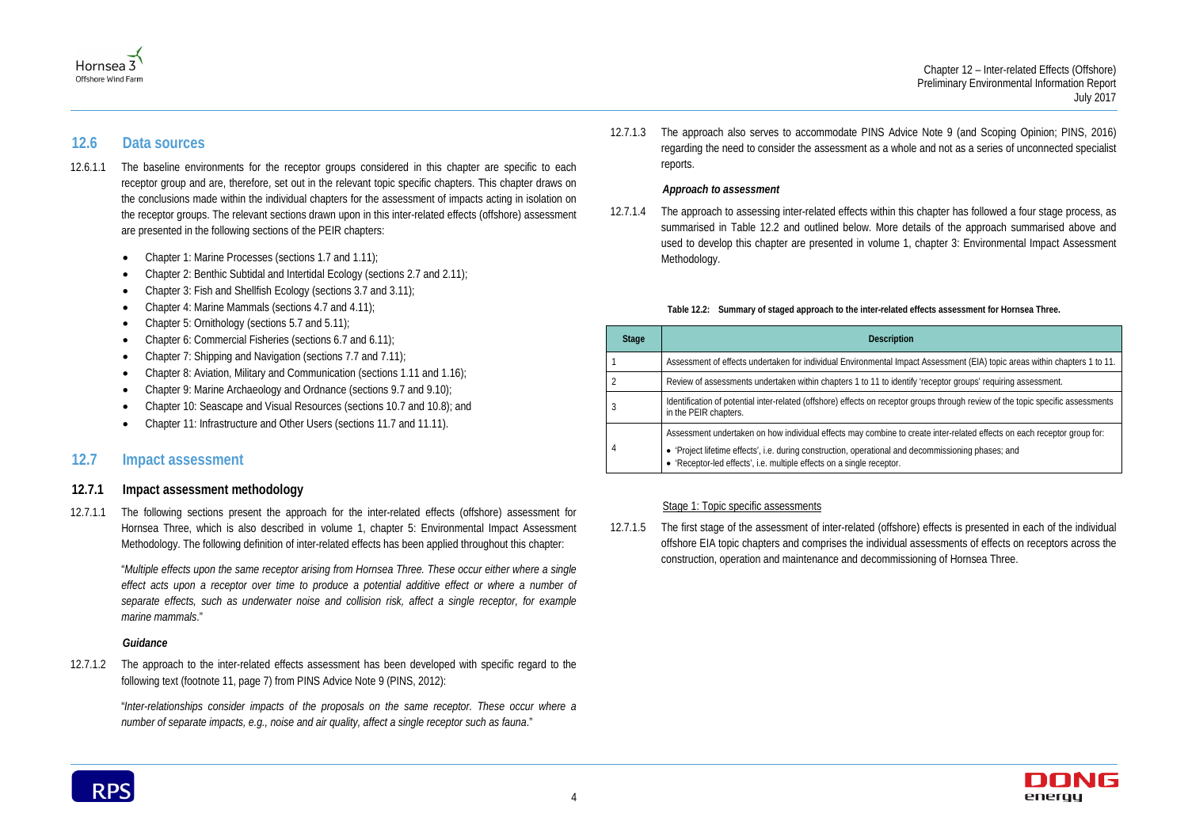## 12.6 Data sources

12.6.1.1 The baseline environments for the receptor groups considered in this chapter are specific to each receptor group and are, therefore, set out in the relevant topic specific chapters. This chapter draws on the conclusions made within the individual chapters for the assessment of impacts acting in isolation on the receptor groups. The relevant sections drawn upon in this inter-related effects (offshore) assessment are presented in the following sections of the PEIR chapters:

- Chapter 1: Marine Processes (sections 1.7 and 1.11);
- Chapter 2: Benthic Subtidal and Intertidal Ecology (sections 2.7 and 2.11);
- Chapter 3: Fish and Shellfish Ecology (sections 3.7 and 3.11);
- Chapter 4: Marine Mammals (sections 4.7 and 4.11);
- Chapter 5: Ornithology (sections 5.7 and 5.11);
- Chapter 6: Commercial Fisheries (sections 6.7 and 6.11);
- Chapter 7: Shipping and Navigation (sections 7.7 and 7.11);
- Chapter 8: Aviation, Military and Communication (sections 1.11 and 1.16);
- Chapter 9: Marine Archaeology and Ordnance (sections 9.7 and 9.10);
- Chapter 10: Seascape and Visual Resources (sections 10.7 and 10.8); and
- Chapter 11: Infrastructure and Other Users (sections 11.7 and 11.11).

## 12.7 Impact assessment

### 12.7.1 Impact assessment methodology

12.7.1.1 The following sections present the approach for the inter-related effects (offshore) assessment for Hornsea Three, which is also described in volume 1, chapter 5: Environmental Impact Assessment Methodology. The following definition of inter-related effects has been applied throughout this chapter:

> "*Multiple effects upon the same receptor arising from Hornsea Three. These occur either where a single effect acts upon a receptor over time to produce a potential additive effect or where a number of separate effects, such as underwater noise and collision risk, affect a single receptor, for example marine mammals*."

#### *Guidance*

12.7.1.2 The approach to the inter-related effects assessment has been developed with specific regard to the following text (footnote 11, page 7) from PINS Advice Note 9 (PINS, 2012):

> "*Inter-relationships consider impacts of the proposals on the same receptor. These occur where a number of separate impacts, e.g., noise and air quality, affect a single receptor such as fauna*."

12.7.1.3 The approach also serves to accommodate PINS Advice Note 9 (and Scoping Opinion; PINS, 2016) regarding the need to consider the assessment as a whole and not as a series of unconnected specialist reports.

#### *Approach to assessment*

12.7.1.4 The approach to assessing inter-related effects within this chapter has followed a four stage process, as summarised in Table 12.2 and outlined below. More details of the approach summarised above and used to develop this chapter are presented in volume 1, chapter 3: Environmental Impact Assessment Methodology.

**Table 12.2: Summary of staged approach to the inter-related effects assessment for Hornsea Three.**

| Stage | Description |
|---|---|
| 1 | Assessment of effects undertaken for individual Environmental Impact Assessment (EIA) topic areas within chapters 1 to 11. |
| 2 | Review of assessments undertaken within chapters 1 to 11 to identify 'receptor groups' requiring assessment. |
| 3 | Identification of potential inter-related (offshore) effects on receptor groups through review of the topic specific assessments in the PEIR chapters. |
| 4 | Assessment undertaken on how individual effects may combine to create inter-related effects on each receptor group for:<br>• 'Project lifetime effects', i.e. during construction, operational and decommissioning phases; and<br>• 'Receptor-led effects', i.e. multiple effects on a single receptor. |

Stage 1: Topic specific assessments

12.7.1.5 The first stage of the assessment of inter-related (offshore) effects is presented in each of the individual offshore EIA topic chapters and comprises the individual assessments of effects on receptors across the construction, operation and maintenance and decommissioning of Hornsea Three.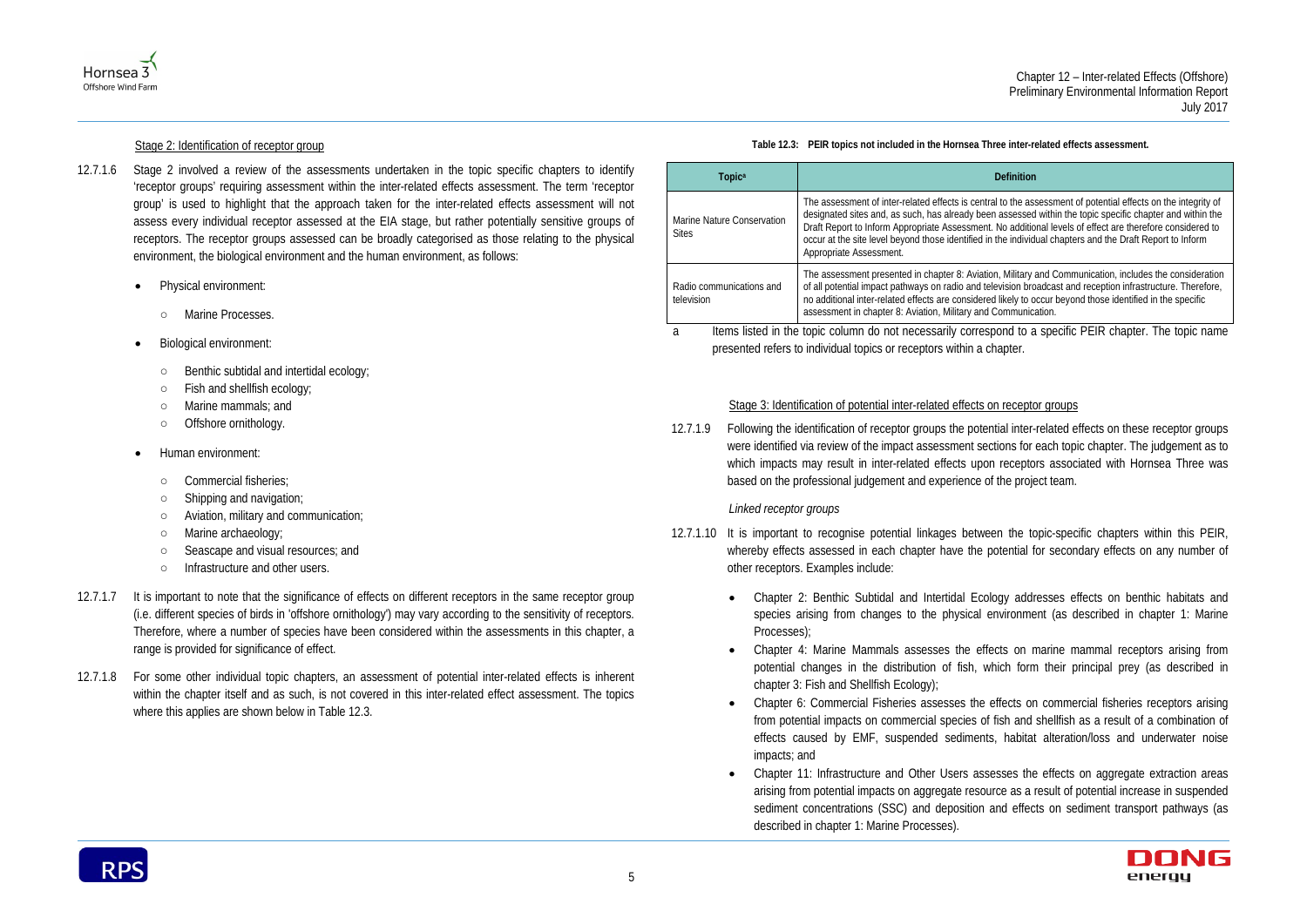Stage 2: Identification of receptor group

12.7.1.6 Stage 2 involved a review of the assessments undertaken in the topic specific chapters to identify 'receptor groups' requiring assessment within the inter-related effects assessment. The term 'receptor group' is used to highlight that the approach taken for the inter-related effects assessment will not assess every individual receptor assessed at the EIA stage, but rather potentially sensitive groups of receptors. The receptor groups assessed can be broadly categorised as those relating to the physical environment, the biological environment and the human environment, as follows:

- Physical environment:
  - Marine Processes.
- Biological environment:
  - Benthic subtidal and intertidal ecology;
  - Fish and shellfish ecology;
  - Marine mammals; and
  - Offshore ornithology.
- Human environment:
  - Commercial fisheries;
  - Shipping and navigation;
  - Aviation, military and communication;
  - Marine archaeology;
  - Seascape and visual resources; and
  - Infrastructure and other users.

12.7.1.7 It is important to note that the significance of effects on different receptors in the same receptor group (i.e. different species of birds in 'offshore ornithology') may vary according to the sensitivity of receptors. Therefore, where a number of species have been considered within the assessments in this chapter, a range is provided for significance of effect.

12.7.1.8 For some other individual topic chapters, an assessment of potential inter-related effects is inherent within the chapter itself and as such, is not covered in this inter-related effect assessment. The topics where this applies are shown below in Table 12.3.

**Table 12.3: PEIR topics not included in the Hornsea Three inter-related effects assessment.**

| Topic[a] | Definition |
|---|---|
| Marine Nature Conservation Sites | The assessment of inter-related effects is central to the assessment of potential effects on the integrity of designated sites and, as such, has already been assessed within the topic specific chapter and within the Draft Report to Inform Appropriate Assessment. No additional levels of effect are therefore considered to occur at the site level beyond those identified in the individual chapters and the Draft Report to Inform Appropriate Assessment. |
| Radio communications and television | The assessment presented in chapter 8: Aviation, Military and Communication, includes the consideration of all potential impact pathways on radio and television broadcast and reception infrastructure. Therefore, no additional inter-related effects are considered likely to occur beyond those identified in the specific assessment in chapter 8: Aviation, Military and Communication. |

a Items listed in the topic column do not necessarily correspond to a specific PEIR chapter. The topic name presented refers to individual topics or receptors within a chapter.

Stage 3: Identification of potential inter-related effects on receptor groups

12.7.1.9 Following the identification of receptor groups the potential inter-related effects on these receptor groups were identified via review of the impact assessment sections for each topic chapter. The judgement as to which impacts may result in inter-related effects upon receptors associated with Hornsea Three was based on the professional judgement and experience of the project team.

*Linked receptor groups*

12.7.1.10 It is important to recognise potential linkages between the topic-specific chapters within this PEIR, whereby effects assessed in each chapter have the potential for secondary effects on any number of other receptors. Examples include:

- Chapter 2: Benthic Subtidal and Intertidal Ecology addresses effects on benthic habitats and species arising from changes to the physical environment (as described in chapter 1: Marine Processes);
- Chapter 4: Marine Mammals assesses the effects on marine mammal receptors arising from potential changes in the distribution of fish, which form their principal prey (as described in chapter 3: Fish and Shellfish Ecology);
- Chapter 6: Commercial Fisheries assesses the effects on commercial fisheries receptors arising from potential impacts on commercial species of fish and shellfish as a result of a combination of effects caused by EMF, suspended sediments, habitat alteration/loss and underwater noise impacts; and
- Chapter 11: Infrastructure and Other Users assesses the effects on aggregate extraction areas arising from potential impacts on aggregate resource as a result of potential increase in suspended sediment concentrations (SSC) and deposition and effects on sediment transport pathways (as described in chapter 1: Marine Processes).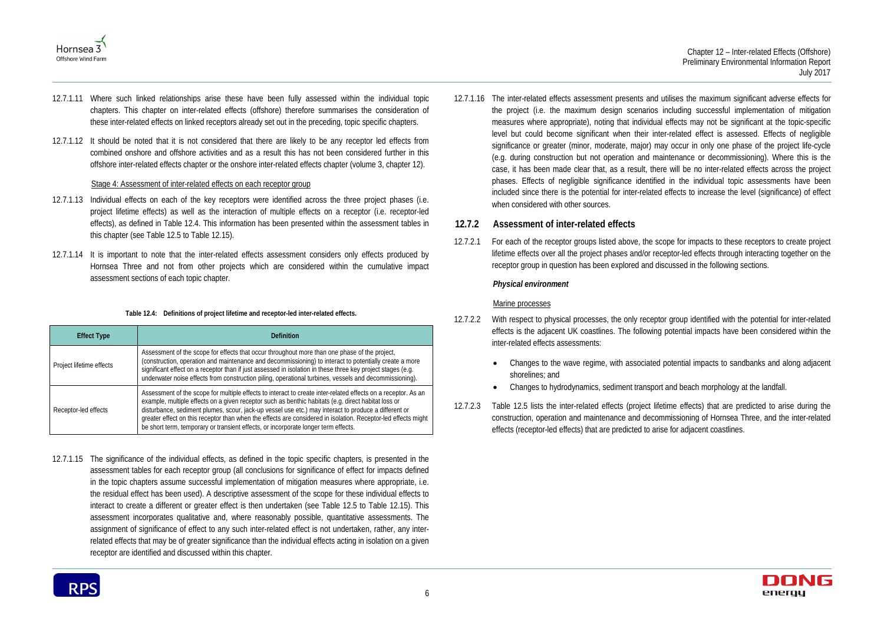12.7.1.11 Where such linked relationships arise these have been fully assessed within the individual topic chapters. This chapter on inter-related effects (offshore) therefore summarises the consideration of these inter-related effects on linked receptors already set out in the preceding, topic specific chapters.

12.7.1.12 It should be noted that it is not considered that there are likely to be any receptor led effects from combined onshore and offshore activities and as a result this has not been considered further in this offshore inter-related effects chapter or the onshore inter-related effects chapter (volume 3, chapter 12).

Stage 4: Assessment of inter-related effects on each receptor group

12.7.1.13 Individual effects on each of the key receptors were identified across the three project phases (i.e. project lifetime effects) as well as the interaction of multiple effects on a receptor (i.e. receptor-led effects), as defined in Table 12.4. This information has been presented within the assessment tables in this chapter (see Table 12.5 to Table 12.15).

12.7.1.14 It is important to note that the inter-related effects assessment considers only effects produced by Hornsea Three and not from other projects which are considered within the cumulative impact assessment sections of each topic chapter.

**Table 12.4: Definitions of project lifetime and receptor-led inter-related effects.**

| Effect Type | Definition |
| --- | --- |
| Project lifetime effects | Assessment of the scope for effects that occur throughout more than one phase of the project, (construction, operation and maintenance and decommissioning) to interact to potentially create a more significant effect on a receptor than if just assessed in isolation in these three key project stages (e.g. underwater noise effects from construction piling, operational turbines, vessels and decommissioning). |
| Receptor-led effects | Assessment of the scope for multiple effects to interact to create inter-related effects on a receptor. As an example, multiple effects on a given receptor such as benthic habitats (e.g. direct habitat loss or disturbance, sediment plumes, scour, jack-up vessel use etc.) may interact to produce a different or greater effect on this receptor than when the effects are considered in isolation. Receptor-led effects might be short term, temporary or transient effects, or incorporate longer term effects. |

12.7.1.15 The significance of the individual effects, as defined in the topic specific chapters, is presented in the assessment tables for each receptor group (all conclusions for significance of effect for impacts defined in the topic chapters assume successful implementation of mitigation measures where appropriate, i.e. the residual effect has been used). A descriptive assessment of the scope for these individual effects to interact to create a different or greater effect is then undertaken (see Table 12.5 to Table 12.15). This assessment incorporates qualitative and, where reasonably possible, quantitative assessments. The assignment of significance of effect to any such inter-related effect is not undertaken, rather, any inter-related effects that may be of greater significance than the individual effects acting in isolation on a given receptor are identified and discussed within this chapter.

12.7.1.16 The inter-related effects assessment presents and utilises the maximum significant adverse effects for the project (i.e. the maximum design scenarios including successful implementation of mitigation measures where appropriate), noting that individual effects may not be significant at the topic-specific level but could become significant when their inter-related effect is assessed. Effects of negligible significance or greater (minor, moderate, major) may occur in only one phase of the project life-cycle (e.g. during construction but not operation and maintenance or decommissioning). Where this is the case, it has been made clear that, as a result, there will be no inter-related effects across the project phases. Effects of negligible significance identified in the individual topic assessments have been included since there is the potential for inter-related effects to increase the level (significance) of effect when considered with other sources.

## 12.7.2 Assessment of inter-related effects

12.7.2.1 For each of the receptor groups listed above, the scope for impacts to these receptors to create project lifetime effects over all the project phases and/or receptor-led effects through interacting together on the receptor group in question has been explored and discussed in the following sections.

***Physical environment***

Marine processes

12.7.2.2 With respect to physical processes, the only receptor group identified with the potential for inter-related effects is the adjacent UK coastlines. The following potential impacts have been considered within the inter-related effects assessments:

- Changes to the wave regime, with associated potential impacts to sandbanks and along adjacent shorelines; and
- Changes to hydrodynamics, sediment transport and beach morphology at the landfall.

12.7.2.3 Table 12.5 lists the inter-related effects (project lifetime effects) that are predicted to arise during the construction, operation and maintenance and decommissioning of Hornsea Three, and the inter-related effects (receptor-led effects) that are predicted to arise for adjacent coastlines.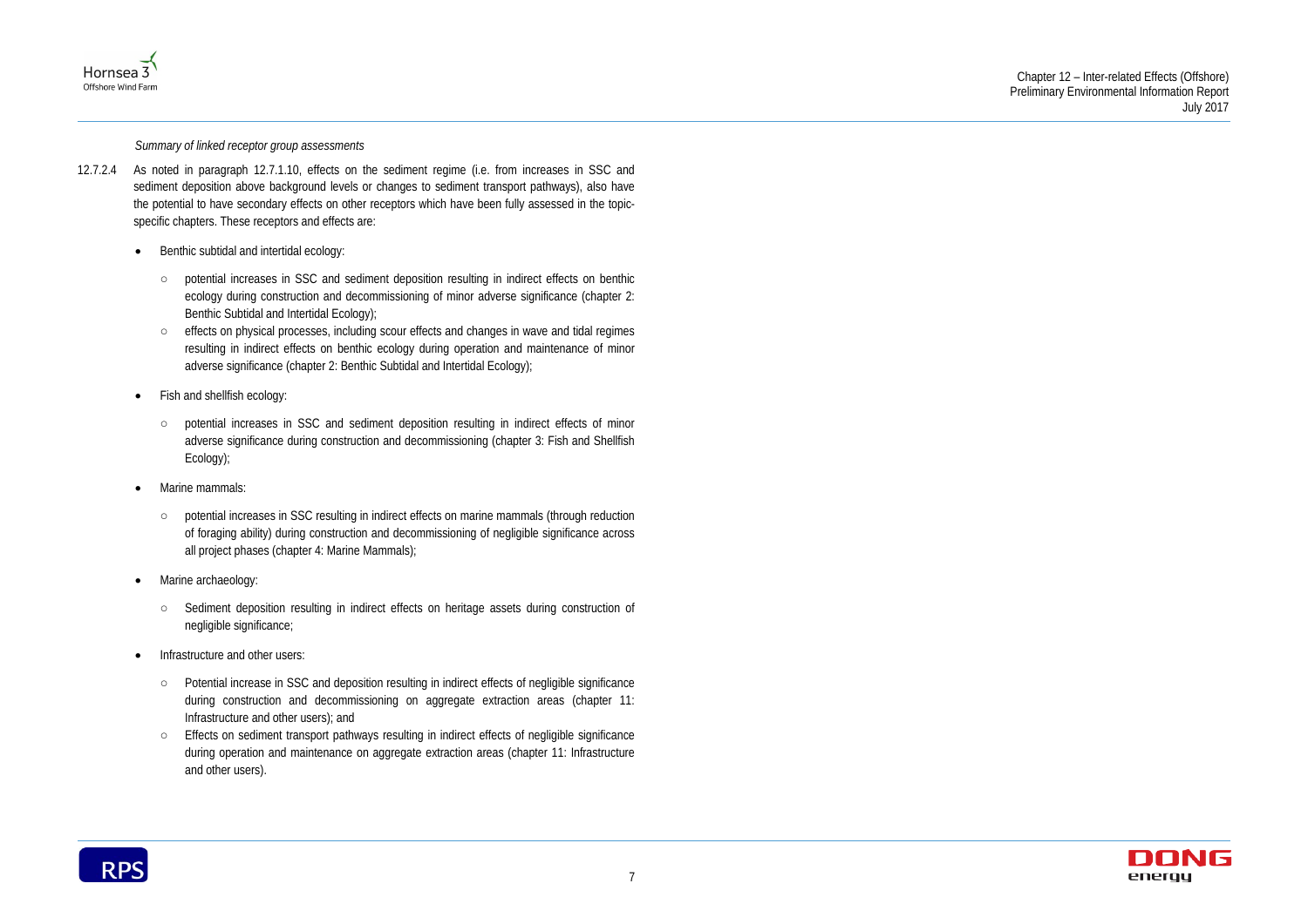*Summary of linked receptor group assessments*

12.7.2.4 As noted in paragraph 12.7.1.10, effects on the sediment regime (i.e. from increases in SSC and sediment deposition above background levels or changes to sediment transport pathways), also have the potential to have secondary effects on other receptors which have been fully assessed in the topic-specific chapters. These receptors and effects are:

- Benthic subtidal and intertidal ecology:
  - potential increases in SSC and sediment deposition resulting in indirect effects on benthic ecology during construction and decommissioning of minor adverse significance (chapter 2: Benthic Subtidal and Intertidal Ecology);
  - effects on physical processes, including scour effects and changes in wave and tidal regimes resulting in indirect effects on benthic ecology during operation and maintenance of minor adverse significance (chapter 2: Benthic Subtidal and Intertidal Ecology);
- Fish and shellfish ecology:
  - potential increases in SSC and sediment deposition resulting in indirect effects of minor adverse significance during construction and decommissioning (chapter 3: Fish and Shellfish Ecology);
- Marine mammals:
  - potential increases in SSC resulting in indirect effects on marine mammals (through reduction of foraging ability) during construction and decommissioning of negligible significance across all project phases (chapter 4: Marine Mammals);
- Marine archaeology:
  - Sediment deposition resulting in indirect effects on heritage assets during construction of negligible significance;
- Infrastructure and other users:
  - Potential increase in SSC and deposition resulting in indirect effects of negligible significance during construction and decommissioning on aggregate extraction areas (chapter 11: Infrastructure and other users); and
  - Effects on sediment transport pathways resulting in indirect effects of negligible significance during operation and maintenance on aggregate extraction areas (chapter 11: Infrastructure and other users).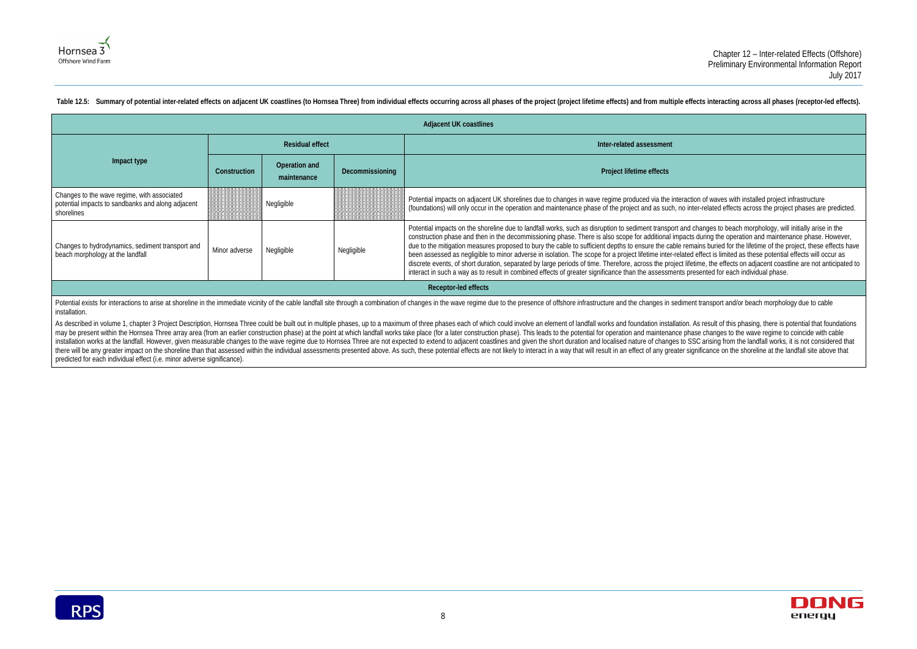**Table 12.5: Summary of potential inter-related effects on adjacent UK coastlines (to Hornsea Three) from individual effects occurring across all phases of the project (project lifetime effects) and from multiple effects interacting across all phases (receptor-led effects).**

| Adjacent UK coastlines | | | | |
|---|---|---|---|---|
| Impact type | Residual effect | | | Inter-related assessment |
| | Construction | Operation and maintenance | Decommissioning | Project lifetime effects |
| Changes to the wave regime, with associated potential impacts to sandbanks and along adjacent shorelines | | Negligible | | Potential impacts on adjacent UK shorelines due to changes in wave regime produced via the interaction of waves with installed project infrastructure (foundations) will only occur in the operation and maintenance phase of the project and as such, no inter-related effects across the project phases are predicted. |
| Changes to hydrodynamics, sediment transport and beach morphology at the landfall | Minor adverse | Negligible | Negligible | Potential impacts on the shoreline due to landfall works, such as disruption to sediment transport and changes to beach morphology, will initially arise in the construction phase and then in the decommissioning phase. There is also scope for additional impacts during the operation and maintenance phase. However, due to the mitigation measures proposed to bury the cable to sufficient depths to ensure the cable remains buried for the lifetime of the project, these effects have been assessed as negligible to minor adverse in isolation. The scope for a project lifetime inter-related effect is limited as these potential effects will occur as discrete events, of short duration, separated by large periods of time. Therefore, across the project lifetime, the effects on adjacent coastline are not anticipated to interact in such a way as to result in combined effects of greater significance than the assessments presented for each individual phase. |

**Receptor-led effects**

Potential exists for interactions to arise at shoreline in the immediate vicinity of the cable landfall site through a combination of changes in the wave regime due to the presence of offshore infrastructure and the changes in sediment transport and/or beach morphology due to cable installation.

As described in volume 1, chapter 3 Project Description, Hornsea Three could be built out in multiple phases, up to a maximum of three phases each of which could involve an element of landfall works and foundation installation. As result of this phasing, there is potential that foundations may be present within the Hornsea Three array area (from an earlier construction phase) at the point at which landfall works take place (for a later construction phase). This leads to the potential for operation and maintenance phase changes to the wave regime to coincide with cable installation works at the landfall. However, given measurable changes to the wave regime due to Hornsea Three are not expected to extend to adjacent coastlines and given the short duration and localised nature of changes to SSC arising from the landfall works, it is not considered that there will be any greater impact on the shoreline than that assessed within the individual assessments presented above. As such, these potential effects are not likely to interact in a way that will result in an effect of any greater significance on the shoreline at the landfall site above that predicted for each individual effect (i.e. minor adverse significance).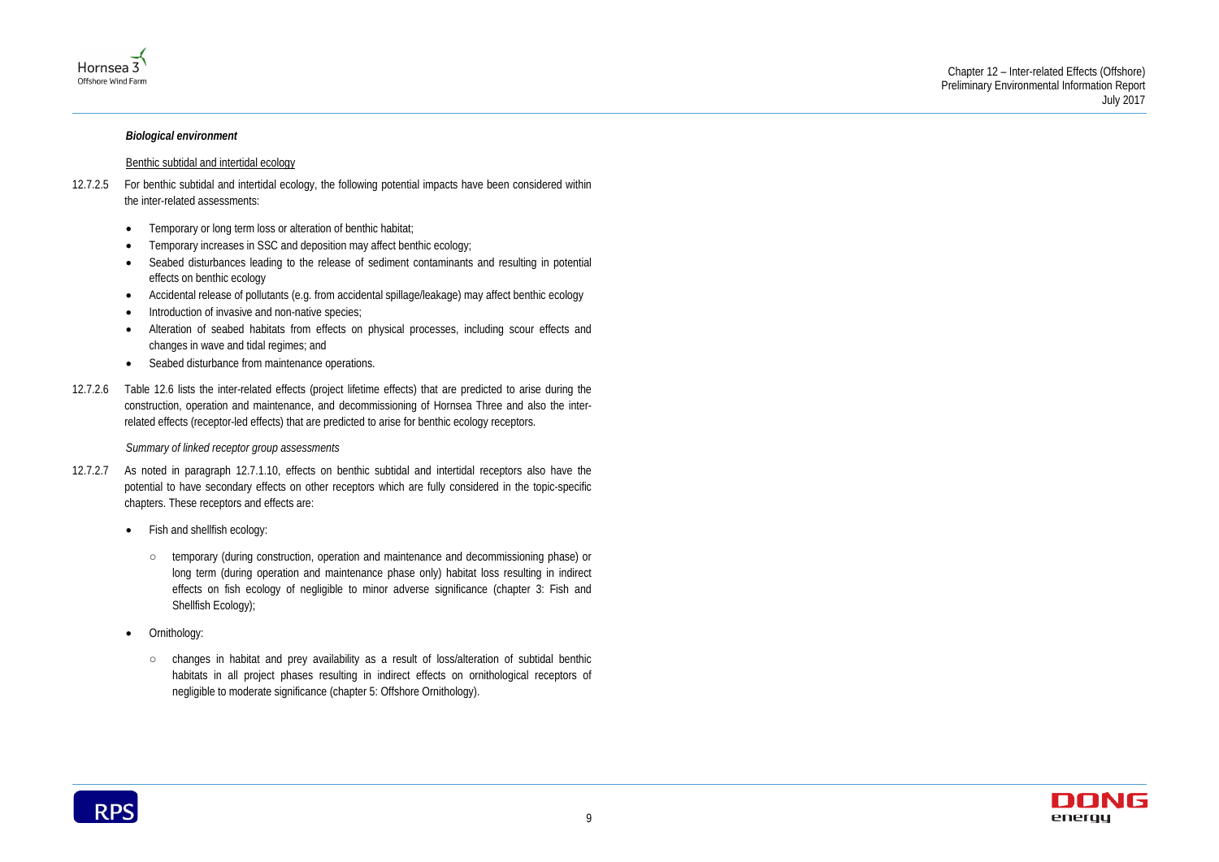***Biological environment***

Benthic subtidal and intertidal ecology

12.7.2.5 For benthic subtidal and intertidal ecology, the following potential impacts have been considered within the inter-related assessments:

- Temporary or long term loss or alteration of benthic habitat;
- Temporary increases in SSC and deposition may affect benthic ecology;
- Seabed disturbances leading to the release of sediment contaminants and resulting in potential effects on benthic ecology
- Accidental release of pollutants (e.g. from accidental spillage/leakage) may affect benthic ecology
- Introduction of invasive and non-native species;
- Alteration of seabed habitats from effects on physical processes, including scour effects and changes in wave and tidal regimes; and
- Seabed disturbance from maintenance operations.

12.7.2.6 Table 12.6 lists the inter-related effects (project lifetime effects) that are predicted to arise during the construction, operation and maintenance, and decommissioning of Hornsea Three and also the inter-related effects (receptor-led effects) that are predicted to arise for benthic ecology receptors.

*Summary of linked receptor group assessments*

12.7.2.7 As noted in paragraph 12.7.1.10, effects on benthic subtidal and intertidal receptors also have the potential to have secondary effects on other receptors which are fully considered in the topic-specific chapters. These receptors and effects are:

- Fish and shellfish ecology:
  - temporary (during construction, operation and maintenance and decommissioning phase) or long term (during operation and maintenance phase only) habitat loss resulting in indirect effects on fish ecology of negligible to minor adverse significance (chapter 3: Fish and Shellfish Ecology);
- Ornithology:
  - changes in habitat and prey availability as a result of loss/alteration of subtidal benthic habitats in all project phases resulting in indirect effects on ornithological receptors of negligible to moderate significance (chapter 5: Offshore Ornithology).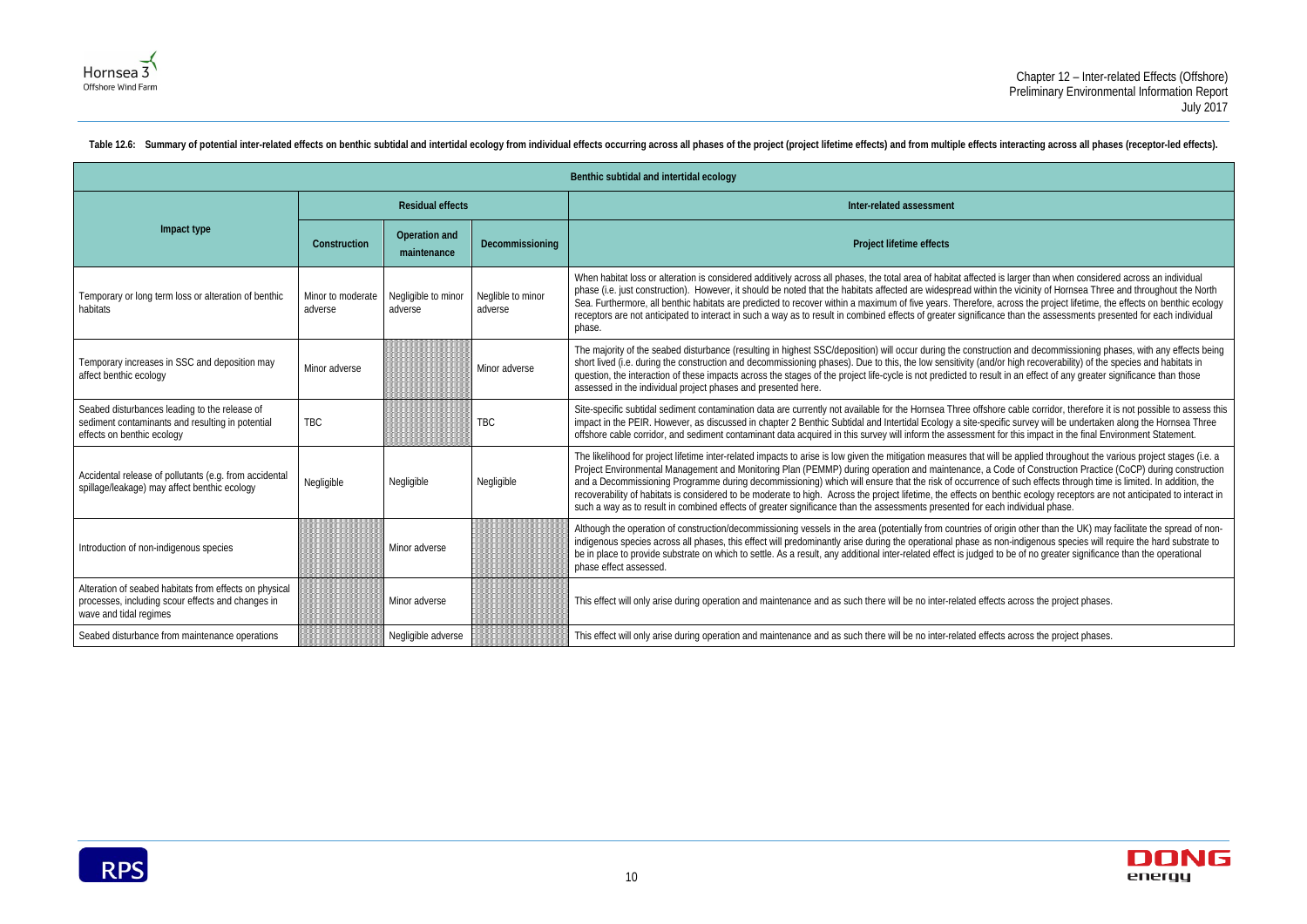**Table 12.6: Summary of potential inter-related effects on benthic subtidal and intertidal ecology from individual effects occurring across all phases of the project (project lifetime effects) and from multiple effects interacting across all phases (receptor-led effects).**

| Benthic subtidal and intertidal ecology | | | | |
|---|---|---|---|---|
| Impact type | Residual effects | | | Inter-related assessment |
| | Construction | Operation and maintenance | Decommissioning | Project lifetime effects |
| Temporary or long term loss or alteration of benthic habitats | Minor to moderate adverse | Negligible to minor adverse | Neglible to minor adverse | When habitat loss or alteration is considered additively across all phases, the total area of habitat affected is larger than when considered across an individual phase (i.e. just construction). However, it should be noted that the habitats affected are widespread within the vicinity of Hornsea Three and throughout the North Sea. Furthermore, all benthic habitats are predicted to recover within a maximum of five years. Therefore, across the project lifetime, the effects on benthic ecology receptors are not anticipated to interact in such a way as to result in combined effects of greater significance than the assessments presented for each individual phase. |
| Temporary increases in SSC and deposition may affect benthic ecology | Minor adverse | | Minor adverse | The majority of the seabed disturbance (resulting in highest SSC/deposition) will occur during the construction and decommissioning phases, with any effects being short lived (i.e. during the construction and decommissioning phases). Due to this, the low sensitivity (and/or high recoverability) of the species and habitats in question, the interaction of these impacts across the stages of the project life-cycle is not predicted to result in an effect of any greater significance than those assessed in the individual project phases and presented here. |
| Seabed disturbances leading to the release of sediment contaminants and resulting in potential effects on benthic ecology | TBC | | TBC | Site-specific subtidal sediment contamination data are currently not available for the Hornsea Three offshore cable corridor, therefore it is not possible to assess this impact in the PEIR. However, as discussed in chapter 2 Benthic Subtidal and Intertidal Ecology a site-specific survey will be undertaken along the Hornsea Three offshore cable corridor, and sediment contaminant data acquired in this survey will inform the assessment for this impact in the final Environment Statement. |
| Accidental release of pollutants (e.g. from accidental spillage/leakage) may affect benthic ecology | Negligible | Negligible | Negligible | The likelihood for project lifetime inter-related impacts to arise is low given the mitigation measures that will be applied throughout the various project stages (i.e. a Project Environmental Management and Monitoring Plan (PEMMP) during operation and maintenance, a Code of Construction Practice (CoCP) during construction and a Decommissioning Programme during decommissioning) which will ensure that the risk of occurrence of such effects through time is limited. In addition, the recoverability of habitats is considered to be moderate to high. Across the project lifetime, the effects on benthic ecology receptors are not anticipated to interact in such a way as to result in combined effects of greater significance than the assessments presented for each individual phase. |
| Introduction of non-indigenous species | | Minor adverse | | Although the operation of construction/decommissioning vessels in the area (potentially from countries of origin other than the UK) may facilitate the spread of non-indigenous species across all phases, this effect will predominantly arise during the operational phase as non-indigenous species will require the hard substrate to be in place to provide substrate on which to settle. As a result, any additional inter-related effect is judged to be of no greater significance than the operational phase effect assessed. |
| Alteration of seabed habitats from effects on physical processes, including scour effects and changes in wave and tidal regimes | | Minor adverse | | This effect will only arise during operation and maintenance and as such there will be no inter-related effects across the project phases. |
| Seabed disturbance from maintenance operations | | Negligible adverse | | This effect will only arise during operation and maintenance and as such there will be no inter-related effects across the project phases. |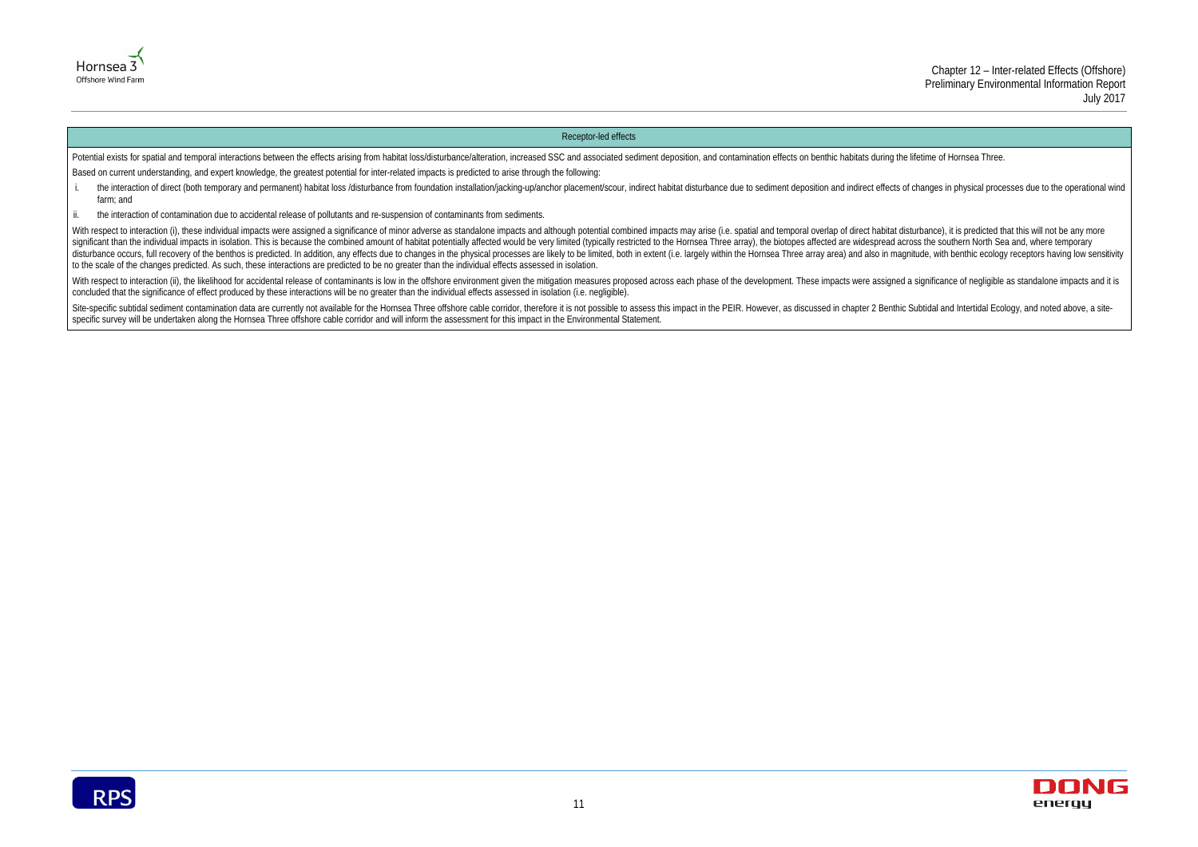| Receptor-led effects |
| --- |
| Potential exists for spatial and temporal interactions between the effects arising from habitat loss/disturbance/alteration, increased SSC and associated sediment deposition, and contamination effects on benthic habitats during the lifetime of Hornsea Three.<br><br>Based on current understanding, and expert knowledge, the greatest potential for inter-related impacts is predicted to arise through the following:<br><br>i. the interaction of direct (both temporary and permanent) habitat loss /disturbance from foundation installation/jacking-up/anchor placement/scour, indirect habitat disturbance due to sediment deposition and indirect effects of changes in physical processes due to the operational wind farm; and<br><br>ii. the interaction of contamination due to accidental release of pollutants and re-suspension of contaminants from sediments.<br><br>With respect to interaction (i), these individual impacts were assigned a significance of minor adverse as standalone impacts and although potential combined impacts may arise (i.e. spatial and temporal overlap of direct habitat disturbance), it is predicted that this will not be any more significant than the individual impacts in isolation. This is because the combined amount of habitat potentially affected would be very limited (typically restricted to the Hornsea Three array), the biotopes affected are widespread across the southern North Sea and, where temporary disturbance occurs, full recovery of the benthos is predicted. In addition, any effects due to changes in the physical processes are likely to be limited, both in extent (i.e. largely within the Hornsea Three array area) and also in magnitude, with benthic ecology receptors having low sensitivity to the scale of the changes predicted. As such, these interactions are predicted to be no greater than the individual effects assessed in isolation.<br><br>With respect to interaction (ii), the likelihood for accidental release of contaminants is low in the offshore environment given the mitigation measures proposed across each phase of the development. These impacts were assigned a significance of negligible as standalone impacts and it is concluded that the significance of effect produced by these interactions will be no greater than the individual effects assessed in isolation (i.e. negligible).<br><br>Site-specific subtidal sediment contamination data are currently not available for the Hornsea Three offshore cable corridor, therefore it is not possible to assess this impact in the PEIR. However, as discussed in chapter 2 Benthic Subtidal and Intertidal Ecology, and noted above, a site-specific survey will be undertaken along the Hornsea Three offshore cable corridor and will inform the assessment for this impact in the Environmental Statement. |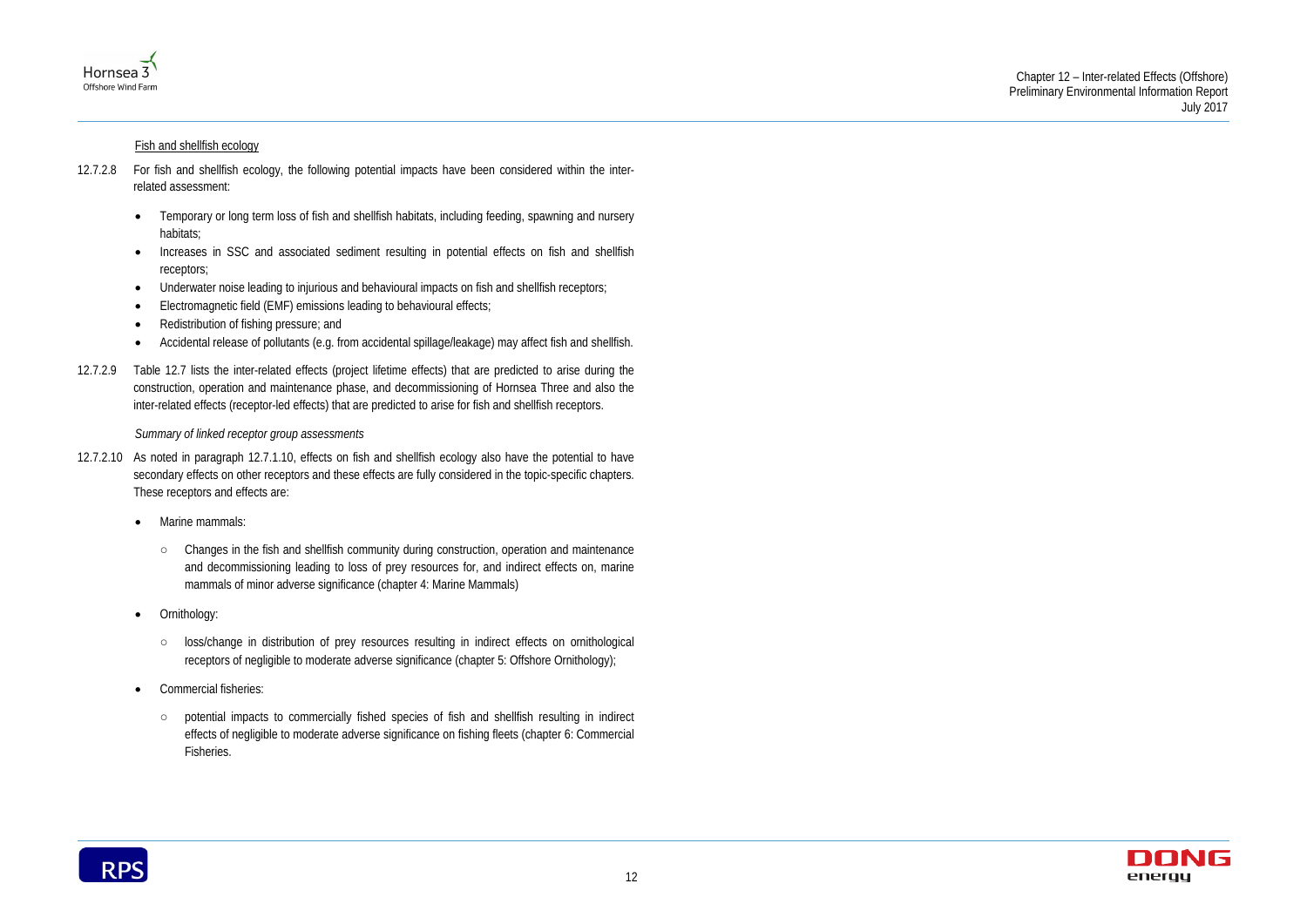Fish and shellfish ecology

12.7.2.8 For fish and shellfish ecology, the following potential impacts have been considered within the inter-related assessment:

- Temporary or long term loss of fish and shellfish habitats, including feeding, spawning and nursery habitats;
- Increases in SSC and associated sediment resulting in potential effects on fish and shellfish receptors;
- Underwater noise leading to injurious and behavioural impacts on fish and shellfish receptors;
- Electromagnetic field (EMF) emissions leading to behavioural effects;
- Redistribution of fishing pressure; and
- Accidental release of pollutants (e.g. from accidental spillage/leakage) may affect fish and shellfish.

12.7.2.9 Table 12.7 lists the inter-related effects (project lifetime effects) that are predicted to arise during the construction, operation and maintenance phase, and decommissioning of Hornsea Three and also the inter-related effects (receptor-led effects) that are predicted to arise for fish and shellfish receptors.

*Summary of linked receptor group assessments*

12.7.2.10 As noted in paragraph 12.7.1.10, effects on fish and shellfish ecology also have the potential to have secondary effects on other receptors and these effects are fully considered in the topic-specific chapters. These receptors and effects are:

- Marine mammals:
  - Changes in the fish and shellfish community during construction, operation and maintenance and decommissioning leading to loss of prey resources for, and indirect effects on, marine mammals of minor adverse significance (chapter 4: Marine Mammals)
- Ornithology:
  - loss/change in distribution of prey resources resulting in indirect effects on ornithological receptors of negligible to moderate adverse significance (chapter 5: Offshore Ornithology);
- Commercial fisheries:
  - potential impacts to commercially fished species of fish and shellfish resulting in indirect effects of negligible to moderate adverse significance on fishing fleets (chapter 6: Commercial Fisheries.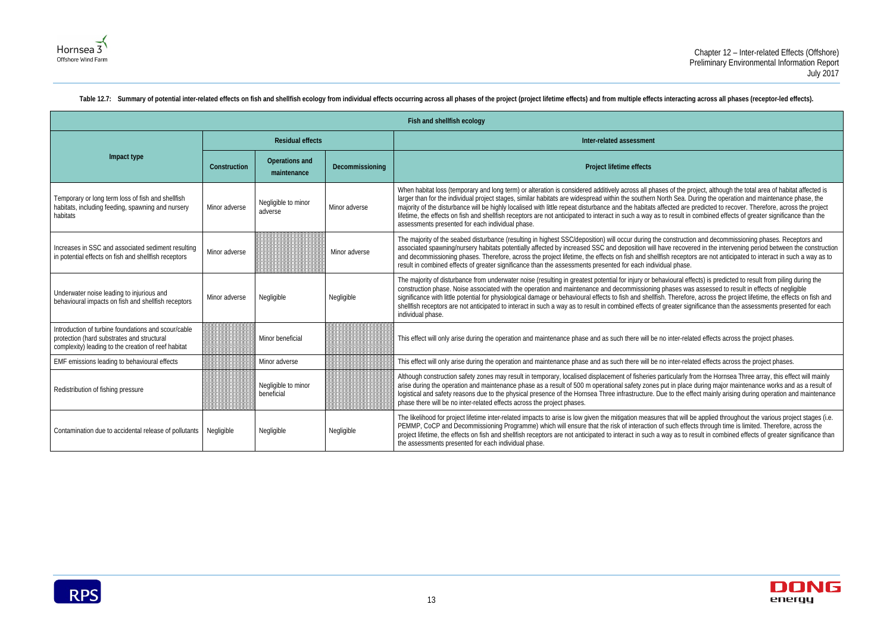**Table 12.7: Summary of potential inter-related effects on fish and shellfish ecology from individual effects occurring across all phases of the project (project lifetime effects) and from multiple effects interacting across all phases (receptor-led effects).**

| Fish and shellfish ecology | | | | |
|---|---|---|---|---|
| Impact type | Residual effects | | | Inter-related assessment |
| | Construction | Operations and maintenance | Decommissioning | Project lifetime effects |
| Temporary or long term loss of fish and shellfish habitats, including feeding, spawning and nursery habitats | Minor adverse | Negligible to minor adverse | Minor adverse | When habitat loss (temporary and long term) or alteration is considered additively across all phases of the project, although the total area of habitat affected is larger than for the individual project stages, similar habitats are widespread within the southern North Sea. During the operation and maintenance phase, the majority of the disturbance will be highly localised with little repeat disturbance and the habitats affected are predicted to recover. Therefore, across the project lifetime, the effects on fish and shellfish receptors are not anticipated to interact in such a way as to result in combined effects of greater significance than the assessments presented for each individual phase. |
| Increases in SSC and associated sediment resulting in potential effects on fish and shellfish receptors | Minor adverse | | Minor adverse | The majority of the seabed disturbance (resulting in highest SSC/deposition) will occur during the construction and decommissioning phases. Receptors and associated spawning/nursery habitats potentially affected by increased SSC and deposition will have recovered in the intervening period between the construction and decommissioning phases. Therefore, across the project lifetime, the effects on fish and shellfish receptors are not anticipated to interact in such a way as to result in combined effects of greater significance than the assessments presented for each individual phase. |
| Underwater noise leading to injurious and behavioural impacts on fish and shellfish receptors | Minor adverse | Negligible | Negligible | The majority of disturbance from underwater noise (resulting in greatest potential for injury or behavioural effects) is predicted to result from piling during the construction phase. Noise associated with the operation and maintenance and decommissioning phases was assessed to result in effects of negligible significance with little potential for physiological damage or behavioural effects to fish and shellfish. Therefore, across the project lifetime, the effects on fish and shellfish receptors are not anticipated to interact in such a way as to result in combined effects of greater significance than the assessments presented for each individual phase. |
| Introduction of turbine foundations and scour/cable protection (hard substrates and structural complexity) leading to the creation of reef habitat | | Minor beneficial | | This effect will only arise during the operation and maintenance phase and as such there will be no inter-related effects across the project phases. |
| EMF emissions leading to behavioural effects | | Minor adverse | | This effect will only arise during the operation and maintenance phase and as such there will be no inter-related effects across the project phases. |
| Redistribution of fishing pressure | | Negligible to minor beneficial | | Although construction safety zones may result in temporary, localised displacement of fisheries particularly from the Hornsea Three array, this effect will mainly arise during the operation and maintenance phase as a result of 500 m operational safety zones put in place during major maintenance works and as a result of logistical and safety reasons due to the physical presence of the Hornsea Three infrastructure. Due to the effect mainly arising during operation and maintenance phase there will be no inter-related effects across the project phases. |
| Contamination due to accidental release of pollutants | Negligible | Negligible | Negligible | The likelihood for project lifetime inter-related impacts to arise is low given the mitigation measures that will be applied throughout the various project stages (i.e. PEMMP, CoCP and Decommissioning Programme) which will ensure that the risk of interaction of such effects through time is limited. Therefore, across the project lifetime, the effects on fish and shellfish receptors are not anticipated to interact in such a way as to result in combined effects of greater significance than the assessments presented for each individual phase. |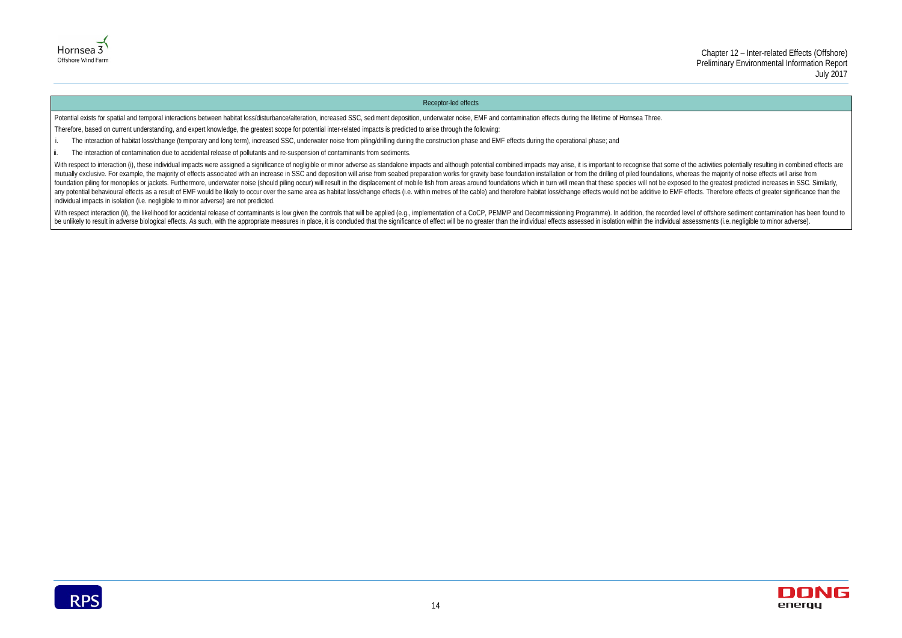| Receptor-led effects |
| --- |
| Potential exists for spatial and temporal interactions between habitat loss/disturbance/alteration, increased SSC, sediment deposition, underwater noise, EMF and contamination effects during the lifetime of Hornsea Three.<br><br>Therefore, based on current understanding, and expert knowledge, the greatest scope for potential inter-related impacts is predicted to arise through the following:<br><br>i. The interaction of habitat loss/change (temporary and long term), increased SSC, underwater noise from piling/drilling during the construction phase and EMF effects during the operational phase; and<br><br>ii. The interaction of contamination due to accidental release of pollutants and re-suspension of contaminants from sediments.<br><br>With respect to interaction (i), these individual impacts were assigned a significance of negligible or minor adverse as standalone impacts and although potential combined impacts may arise, it is important to recognise that some of the activities potentially resulting in combined effects are mutually exclusive. For example, the majority of effects associated with an increase in SSC and deposition will arise from seabed preparation works for gravity base foundation installation or from the drilling of piled foundations, whereas the majority of noise effects will arise from foundation piling for monopiles or jackets. Furthermore, underwater noise (should piling occur) will result in the displacement of mobile fish from areas around foundations which in turn will mean that these species will not be exposed to the greatest predicted increases in SSC. Similarly, any potential behavioural effects as a result of EMF would be likely to occur over the same area as habitat loss/change effects (i.e. within metres of the cable) and therefore habitat loss/change effects would not be additive to EMF effects. Therefore effects of greater significance than the individual impacts in isolation (i.e. negligible to minor adverse) are not predicted.<br><br>With respect interaction (ii), the likelihood for accidental release of contaminants is low given the controls that will be applied (e.g., implementation of a CoCP, PEMMP and Decommissioning Programme). In addition, the recorded level of offshore sediment contamination has been found to be unlikely to result in adverse biological effects. As such, with the appropriate measures in place, it is concluded that the significance of effect will be no greater than the individual effects assessed in isolation within the individual assessments (i.e. negligible to minor adverse). |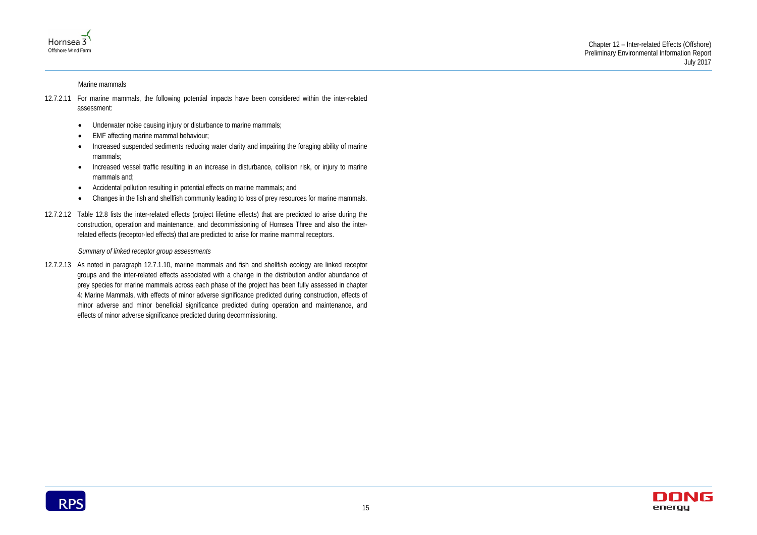Marine mammals

12.7.2.11 For marine mammals, the following potential impacts have been considered within the inter-related assessment:

- Underwater noise causing injury or disturbance to marine mammals;
- EMF affecting marine mammal behaviour;
- Increased suspended sediments reducing water clarity and impairing the foraging ability of marine mammals;
- Increased vessel traffic resulting in an increase in disturbance, collision risk, or injury to marine mammals and;
- Accidental pollution resulting in potential effects on marine mammals; and
- Changes in the fish and shellfish community leading to loss of prey resources for marine mammals.

12.7.2.12 Table 12.8 lists the inter-related effects (project lifetime effects) that are predicted to arise during the construction, operation and maintenance, and decommissioning of Hornsea Three and also the inter-related effects (receptor-led effects) that are predicted to arise for marine mammal receptors.

*Summary of linked receptor group assessments*

12.7.2.13 As noted in paragraph 12.7.1.10, marine mammals and fish and shellfish ecology are linked receptor groups and the inter-related effects associated with a change in the distribution and/or abundance of prey species for marine mammals across each phase of the project has been fully assessed in chapter 4: Marine Mammals, with effects of minor adverse significance predicted during construction, effects of minor adverse and minor beneficial significance predicted during operation and maintenance, and effects of minor adverse significance predicted during decommissioning.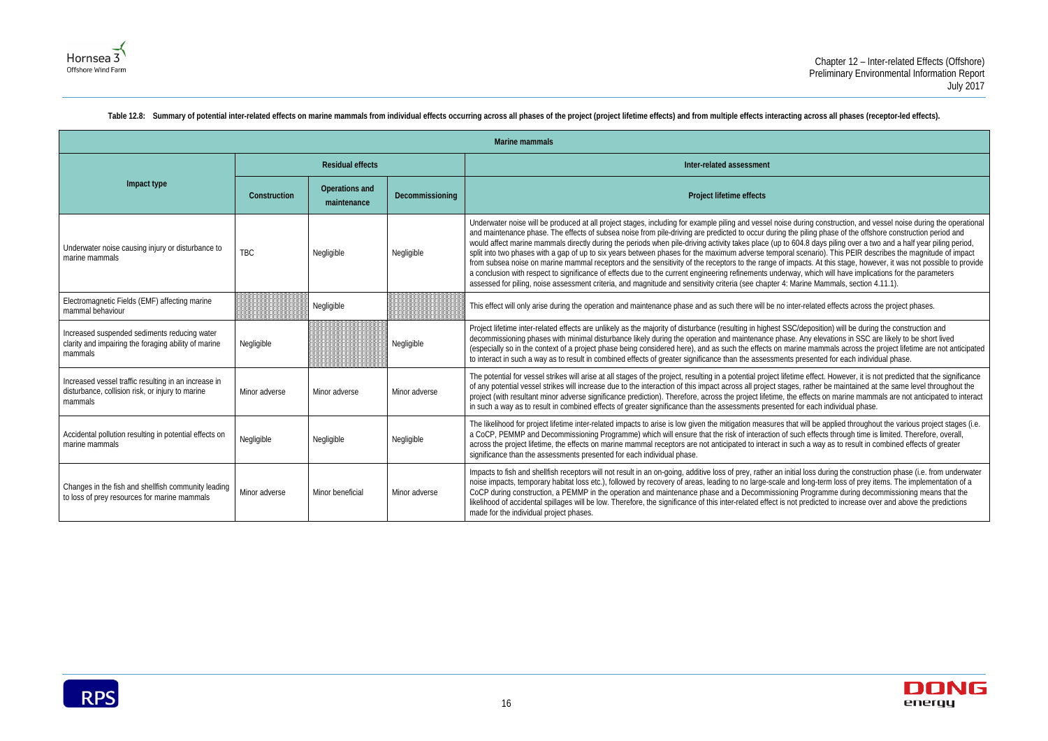**Table 12.8: Summary of potential inter-related effects on marine mammals from individual effects occurring across all phases of the project (project lifetime effects) and from multiple effects interacting across all phases (receptor-led effects).**

| Marine mammals | | | | |
|---|---|---|---|---|
| Impact type | Residual effects | | | Inter-related assessment |
| | Construction | Operations and maintenance | Decommissioning | Project lifetime effects |
| Underwater noise causing injury or disturbance to marine mammals | TBC | Negligible | Negligible | Underwater noise will be produced at all project stages, including for example piling and vessel noise during construction, and vessel noise during the operational and maintenance phase. The effects of subsea noise from pile-driving are predicted to occur during the piling phase of the offshore construction period and would affect marine mammals directly during the periods when pile-driving activity takes place (up to 604.8 days piling over a two and a half year piling period, split into two phases with a gap of up to six years between phases for the maximum adverse temporal scenario). This PEIR describes the magnitude of impact from subsea noise on marine mammal receptors and the sensitivity of the receptors to the range of impacts. At this stage, however, it was not possible to provide a conclusion with respect to significance of effects due to the current engineering refinements underway, which will have implications for the parameters assessed for piling, noise assessment criteria, and magnitude and sensitivity criteria (see chapter 4: Marine Mammals, section 4.11.1). |
| Electromagnetic Fields (EMF) affecting marine mammal behaviour | | Negligible | | This effect will only arise during the operation and maintenance phase and as such there will be no inter-related effects across the project phases. |
| Increased suspended sediments reducing water clarity and impairing the foraging ability of marine mammals | Negligible | | Negligible | Project lifetime inter-related effects are unlikely as the majority of disturbance (resulting in highest SSC/deposition) will be during the construction and decommissioning phases with minimal disturbance likely during the operation and maintenance phase. Any elevations in SSC are likely to be short lived (especially so in the context of a project phase being considered here), and as such the effects on marine mammals across the project lifetime are not anticipated to interact in such a way as to result in combined effects of greater significance than the assessments presented for each individual phase. |
| Increased vessel traffic resulting in an increase in disturbance, collision risk, or injury to marine mammals | Minor adverse | Minor adverse | Minor adverse | The potential for vessel strikes will arise at all stages of the project, resulting in a potential project lifetime effect. However, it is not predicted that the significance of any potential vessel strikes will increase due to the interaction of this impact across all project stages, rather be maintained at the same level throughout the project (with resultant minor adverse significance prediction). Therefore, across the project lifetime, the effects on marine mammals are not anticipated to interact in such a way as to result in combined effects of greater significance than the assessments presented for each individual phase. |
| Accidental pollution resulting in potential effects on marine mammals | Negligible | Negligible | Negligible | The likelihood for project lifetime inter-related impacts to arise is low given the mitigation measures that will be applied throughout the various project stages (i.e. a CoCP, PEMMP and Decommissioning Programme) which will ensure that the risk of interaction of such effects through time is limited. Therefore, overall, across the project lifetime, the effects on marine mammal receptors are not anticipated to interact in such a way as to result in combined effects of greater significance than the assessments presented for each individual phase. |
| Changes in the fish and shellfish community leading to loss of prey resources for marine mammals | Minor adverse | Minor beneficial | Minor adverse | Impacts to fish and shellfish receptors will not result in an on-going, additive loss of prey, rather an initial loss during the construction phase (i.e. from underwater noise impacts, temporary habitat loss etc.), followed by recovery of areas, leading to no large-scale and long-term loss of prey items. The implementation of a CoCP during construction, a PEMMP in the operation and maintenance phase and a Decommissioning Programme during decommissioning means that the likelihood of accidental spillages will be low. Therefore, the significance of this inter-related effect is not predicted to increase over and above the predictions made for the individual project phases. |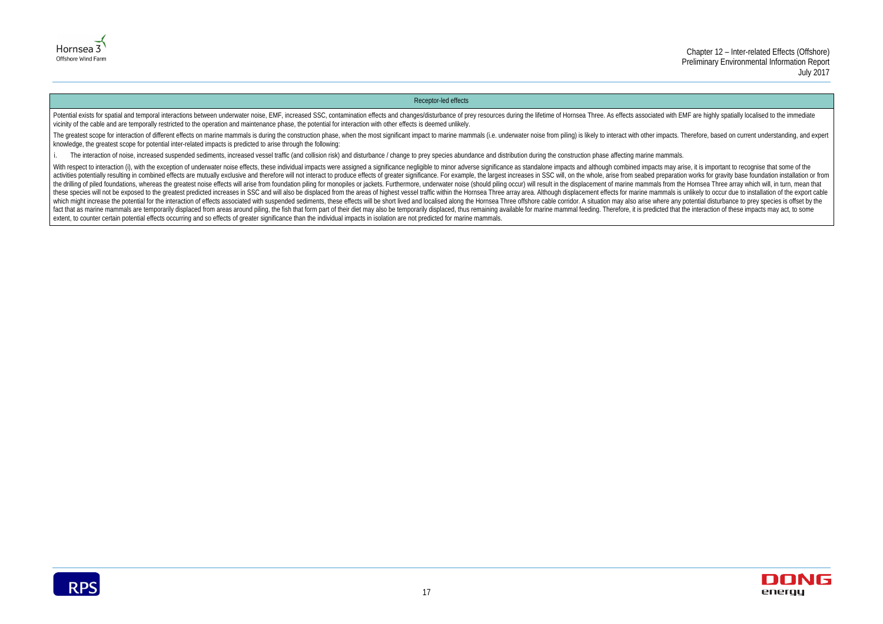| Receptor-led effects |
| --- |
| Potential exists for spatial and temporal interactions between underwater noise, EMF, increased SSC, contamination effects and changes/disturbance of prey resources during the lifetime of Hornsea Three. As effects associated with EMF are highly spatially localised to the immediate vicinity of the cable and are temporally restricted to the operation and maintenance phase, the potential for interaction with other effects is deemed unlikely.<br><br>The greatest scope for interaction of different effects on marine mammals is during the construction phase, when the most significant impact to marine mammals (i.e. underwater noise from piling) is likely to interact with other impacts. Therefore, based on current understanding, and expert knowledge, the greatest scope for potential inter-related impacts is predicted to arise through the following:<br><br>i. The interaction of noise, increased suspended sediments, increased vessel traffic (and collision risk) and disturbance / change to prey species abundance and distribution during the construction phase affecting marine mammals.<br><br>With respect to interaction (i), with the exception of underwater noise effects, these individual impacts were assigned a significance negligible to minor adverse significance as standalone impacts and although combined impacts may arise, it is important to recognise that some of the activities potentially resulting in combined effects are mutually exclusive and therefore will not interact to produce effects of greater significance. For example, the largest increases in SSC will, on the whole, arise from seabed preparation works for gravity base foundation installation or from the drilling of piled foundations, whereas the greatest noise effects will arise from foundation piling for monopiles or jackets. Furthermore, underwater noise (should piling occur) will result in the displacement of marine mammals from the Hornsea Three array which will, in turn, mean that these species will not be exposed to the greatest predicted increases in SSC and will also be displaced from the areas of highest vessel traffic within the Hornsea Three array area. Although displacement effects for marine mammals is unlikely to occur due to installation of the export cable which might increase the potential for the interaction of effects associated with suspended sediments, these effects will be short lived and localised along the Hornsea Three offshore cable corridor. A situation may also arise where any potential disturbance to prey species is offset by the fact that as marine mammals are temporarily displaced from areas around piling, the fish that form part of their diet may also be temporarily displaced, thus remaining available for marine mammal feeding. Therefore, it is predicted that the interaction of these impacts may act, to some extent, to counter certain potential effects occurring and so effects of greater significance than the individual impacts in isolation are not predicted for marine mammals. |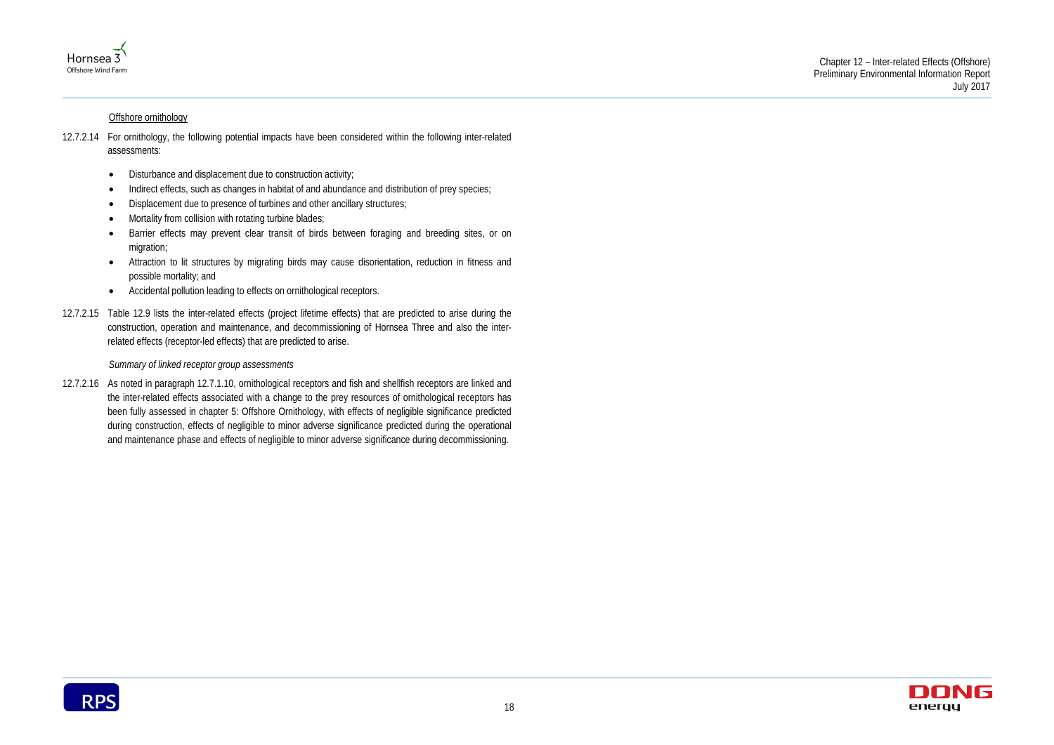Offshore ornithology

12.7.2.14 For ornithology, the following potential impacts have been considered within the following inter-related assessments:

- Disturbance and displacement due to construction activity;
- Indirect effects, such as changes in habitat of and abundance and distribution of prey species;
- Displacement due to presence of turbines and other ancillary structures;
- Mortality from collision with rotating turbine blades;
- Barrier effects may prevent clear transit of birds between foraging and breeding sites, or on migration;
- Attraction to lit structures by migrating birds may cause disorientation, reduction in fitness and possible mortality; and
- Accidental pollution leading to effects on ornithological receptors.

12.7.2.15 Table 12.9 lists the inter-related effects (project lifetime effects) that are predicted to arise during the construction, operation and maintenance, and decommissioning of Hornsea Three and also the inter-related effects (receptor-led effects) that are predicted to arise.

*Summary of linked receptor group assessments*

12.7.2.16 As noted in paragraph 12.7.1.10, ornithological receptors and fish and shellfish receptors are linked and the inter-related effects associated with a change to the prey resources of ornithological receptors has been fully assessed in chapter 5: Offshore Ornithology, with effects of negligible significance predicted during construction, effects of negligible to minor adverse significance predicted during the operational and maintenance phase and effects of negligible to minor adverse significance during decommissioning.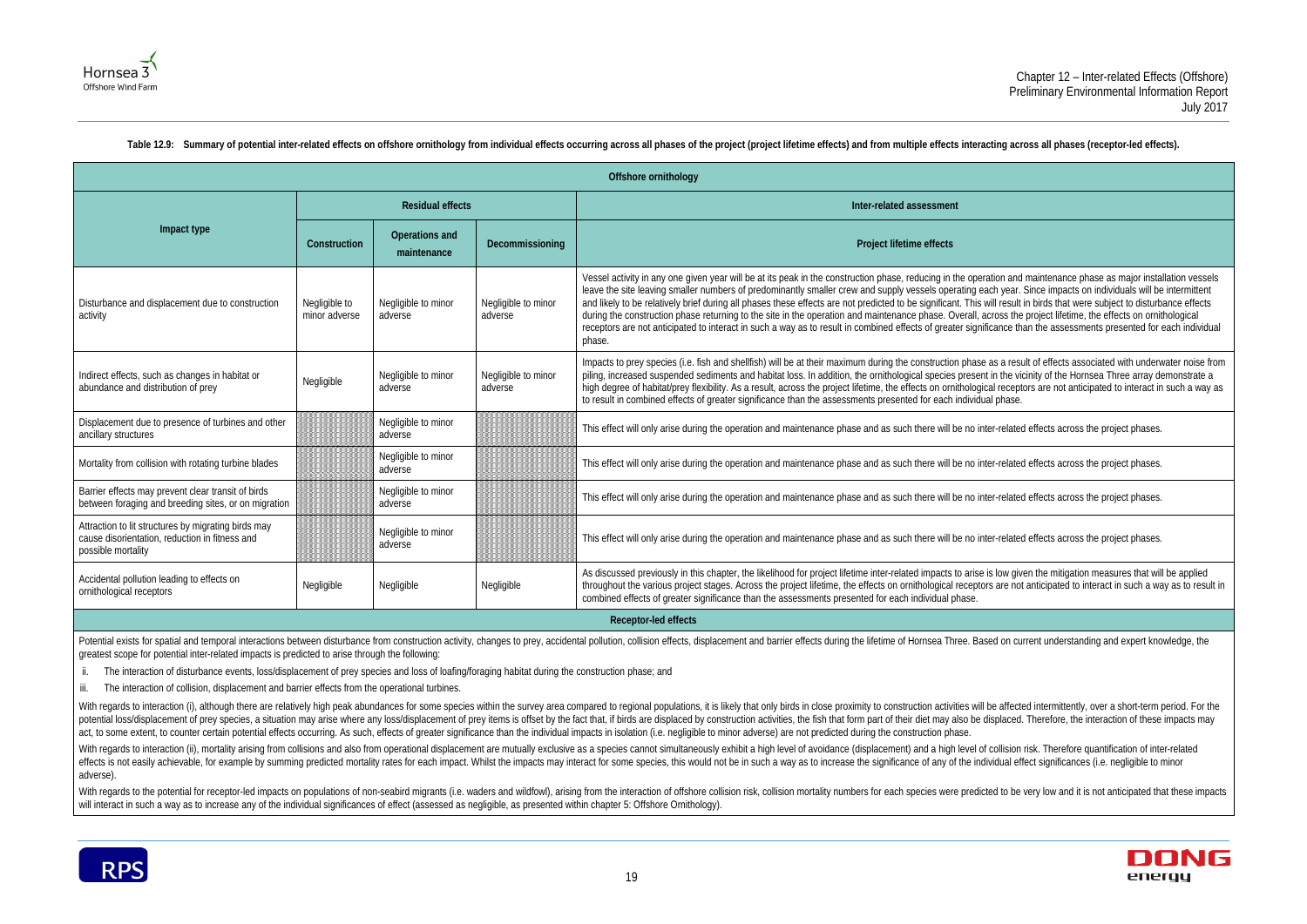**Table 12.9: Summary of potential inter-related effects on offshore ornithology from individual effects occurring across all phases of the project (project lifetime effects) and from multiple effects interacting across all phases (receptor-led effects).**

| Offshore ornithology | | | | |
|---|---|---|---|---|
| **Impact type** | **Residual effects** | | | **Inter-related assessment** |
| | **Construction** | **Operations and maintenance** | **Decommissioning** | **Project lifetime effects** |
| Disturbance and displacement due to construction activity | Negligible to minor adverse | Negligible to minor adverse | Negligible to minor adverse | Vessel activity in any one given year will be at its peak in the construction phase, reducing in the operation and maintenance phase as major installation vessels leave the site leaving smaller numbers of predominantly smaller crew and supply vessels operating each year. Since impacts on individuals will be intermittent and likely to be relatively brief during all phases these effects are not predicted to be significant. This will result in birds that were subject to disturbance effects during the construction phase returning to the site in the operation and maintenance phase. Overall, across the project lifetime, the effects on ornithological receptors are not anticipated to interact in such a way as to result in combined effects of greater significance than the assessments presented for each individual phase. |
| Indirect effects, such as changes in habitat or abundance and distribution of prey | Negligible | Negligible to minor adverse | Negligible to minor adverse | Impacts to prey species (i.e. fish and shellfish) will be at their maximum during the construction phase as a result of effects associated with underwater noise from piling, increased suspended sediments and habitat loss. In addition, the ornithological species present in the vicinity of the Hornsea Three array demonstrate a high degree of habitat/prey flexibility. As a result, across the project lifetime, the effects on ornithological receptors are not anticipated to interact in such a way as to result in combined effects of greater significance than the assessments presented for each individual phase. |
| Displacement due to presence of turbines and other ancillary structures | | Negligible to minor adverse | | This effect will only arise during the operation and maintenance phase and as such there will be no inter-related effects across the project phases. |
| Mortality from collision with rotating turbine blades | | Negligible to minor adverse | | This effect will only arise during the operation and maintenance phase and as such there will be no inter-related effects across the project phases. |
| Barrier effects may prevent clear transit of birds between foraging and breeding sites, or on migration | | Negligible to minor adverse | | This effect will only arise during the operation and maintenance phase and as such there will be no inter-related effects across the project phases. |
| Attraction to lit structures by migrating birds may cause disorientation, reduction in fitness and possible mortality | | Negligible to minor adverse | | This effect will only arise during the operation and maintenance phase and as such there will be no inter-related effects across the project phases. |
| Accidental pollution leading to effects on ornithological receptors | Negligible | Negligible | Negligible | As discussed previously in this chapter, the likelihood for project lifetime inter-related impacts to arise is low given the mitigation measures that will be applied throughout the various project stages. Across the project lifetime, the effects on ornithological receptors are not anticipated to interact in such a way as to result in combined effects of greater significance than the assessments presented for each individual phase. |

**Receptor-led effects**

Potential exists for spatial and temporal interactions between disturbance from construction activity, changes to prey, accidental pollution, collision effects, displacement and barrier effects during the lifetime of Hornsea Three. Based on current understanding and expert knowledge, the greatest scope for potential inter-related impacts is predicted to arise through the following:

ii. The interaction of disturbance events, loss/displacement of prey species and loss of loafing/foraging habitat during the construction phase; and

iii. The interaction of collision, displacement and barrier effects from the operational turbines.

With regards to interaction (i), although there are relatively high peak abundances for some species within the survey area compared to regional populations, it is likely that only birds in close proximity to construction activities will be affected intermittently, over a short-term period. For the potential loss/displacement of prey species, a situation may arise where any loss/displacement of prey items is offset by the fact that, if birds are displaced by construction activities, the fish that form part of their diet may also be displaced. Therefore, the interaction of these impacts may act, to some extent, to counter certain potential effects occurring. As such, effects of greater significance than the individual impacts in isolation (i.e. negligible to minor adverse) are not predicted during the construction phase.

With regards to interaction (ii), mortality arising from collisions and also from operational displacement are mutually exclusive as a species cannot simultaneously exhibit a high level of avoidance (displacement) and a high level of collision risk. Therefore quantification of inter-related effects is not easily achievable, for example by summing predicted mortality rates for each impact. Whilst the impacts may interact for some species, this would not be in such a way as to increase the significance of any of the individual effect significances (i.e. negligible to minor adverse).

With regards to the potential for receptor-led impacts on populations of non-seabird migrants (i.e. waders and wildfowl), arising from the interaction of offshore collision risk, collision mortality numbers for each species were predicted to be very low and it is not anticipated that these impacts will interact in such a way as to increase any of the individual significances of effect (assessed as negligible, as presented within chapter 5: Offshore Ornithology).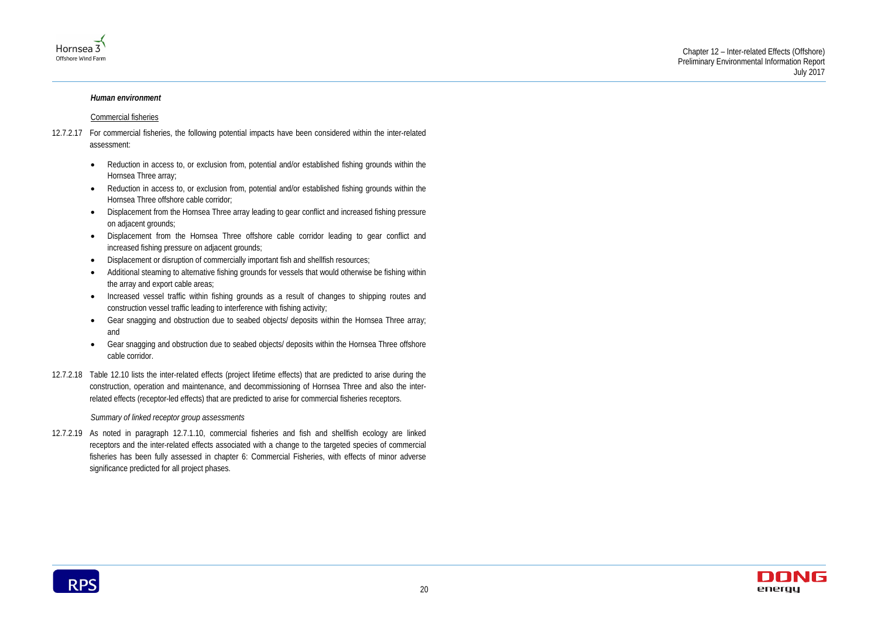***Human environment***

Commercial fisheries

12.7.2.17 For commercial fisheries, the following potential impacts have been considered within the inter-related assessment:

- Reduction in access to, or exclusion from, potential and/or established fishing grounds within the Hornsea Three array;
- Reduction in access to, or exclusion from, potential and/or established fishing grounds within the Hornsea Three offshore cable corridor;
- Displacement from the Hornsea Three array leading to gear conflict and increased fishing pressure on adjacent grounds;
- Displacement from the Hornsea Three offshore cable corridor leading to gear conflict and increased fishing pressure on adjacent grounds;
- Displacement or disruption of commercially important fish and shellfish resources;
- Additional steaming to alternative fishing grounds for vessels that would otherwise be fishing within the array and export cable areas;
- Increased vessel traffic within fishing grounds as a result of changes to shipping routes and construction vessel traffic leading to interference with fishing activity;
- Gear snagging and obstruction due to seabed objects/ deposits within the Hornsea Three array; and
- Gear snagging and obstruction due to seabed objects/ deposits within the Hornsea Three offshore cable corridor.

12.7.2.18 Table 12.10 lists the inter-related effects (project lifetime effects) that are predicted to arise during the construction, operation and maintenance, and decommissioning of Hornsea Three and also the inter-related effects (receptor-led effects) that are predicted to arise for commercial fisheries receptors.

*Summary of linked receptor group assessments*

12.7.2.19 As noted in paragraph 12.7.1.10, commercial fisheries and fish and shellfish ecology are linked receptors and the inter-related effects associated with a change to the targeted species of commercial fisheries has been fully assessed in chapter 6: Commercial Fisheries, with effects of minor adverse significance predicted for all project phases.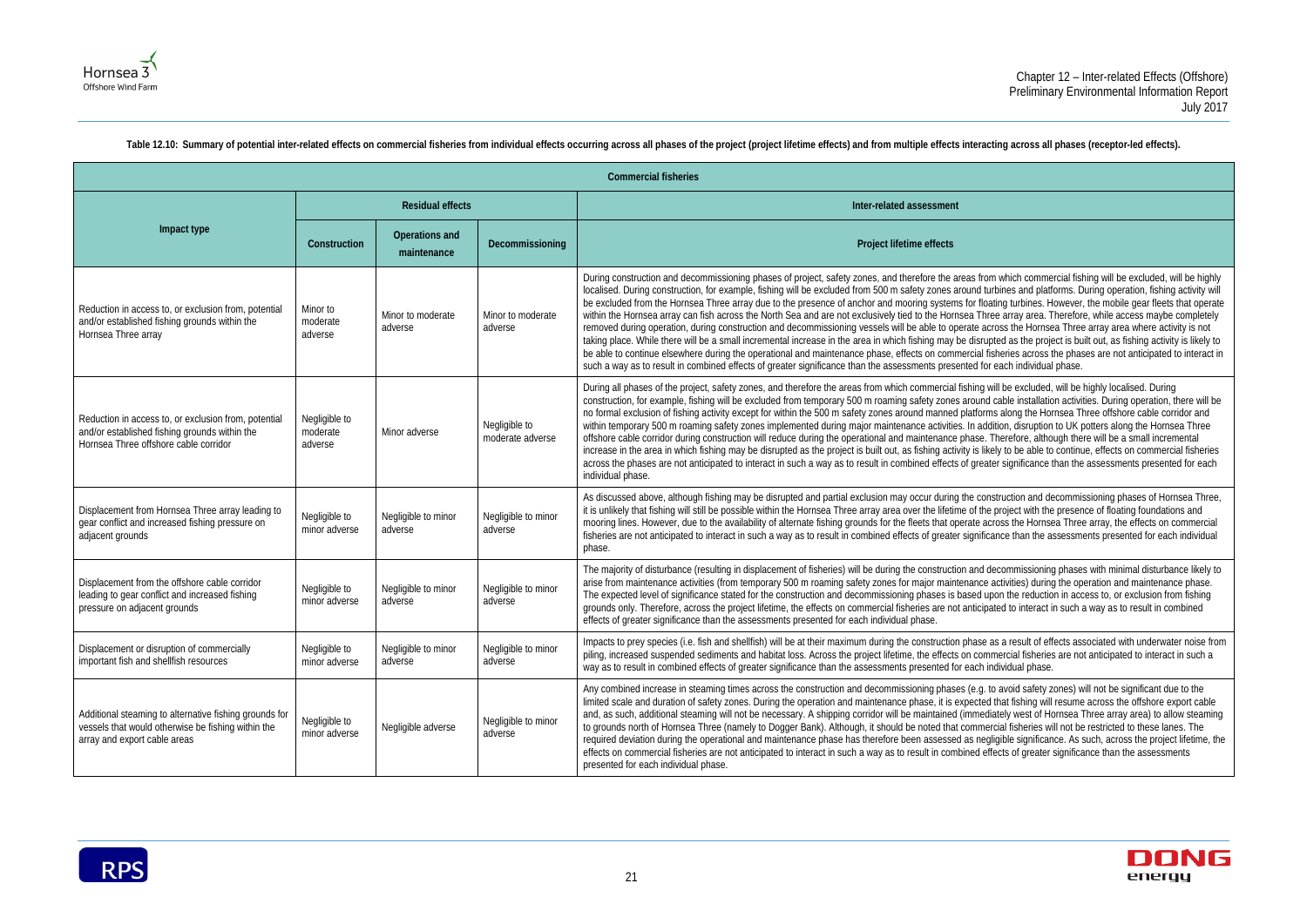**Table 12.10: Summary of potential inter-related effects on commercial fisheries from individual effects occurring across all phases of the project (project lifetime effects) and from multiple effects interacting across all phases (receptor-led effects).**

| Commercial fisheries | | | | |
|---|---|---|---|---|
| Impact type | Residual effects | | | Inter-related assessment |
| | Construction | Operations and maintenance | Decommissioning | Project lifetime effects |
| Reduction in access to, or exclusion from, potential and/or established fishing grounds within the Hornsea Three array | Minor to moderate adverse | Minor to moderate adverse | Minor to moderate adverse | During construction and decommissioning phases of project, safety zones, and therefore the areas from which commercial fishing will be excluded, will be highly localised. During construction, for example, fishing will be excluded from 500 m safety zones around turbines and platforms. During operation, fishing activity will be excluded from the Hornsea Three array due to the presence of anchor and mooring systems for floating turbines. However, the mobile gear fleets that operate within the Hornsea array can fish across the North Sea and are not exclusively tied to the Hornsea Three array area. Therefore, while access maybe completely removed during operation, during construction and decommissioning vessels will be able to operate across the Hornsea Three array area where activity is not taking place. While there will be a small incremental increase in the area in which fishing may be disrupted as the project is built out, as fishing activity is likely to be able to continue elsewhere during the operational and maintenance phase, effects on commercial fisheries across the phases are not anticipated to interact in such a way as to result in combined effects of greater significance than the assessments presented for each individual phase. |
| Reduction in access to, or exclusion from, potential and/or established fishing grounds within the Hornsea Three offshore cable corridor | Negligible to moderate adverse | Minor adverse | Negligible to moderate adverse | During all phases of the project, safety zones, and therefore the areas from which commercial fishing will be excluded, will be highly localised. During construction, for example, fishing will be excluded from temporary 500 m roaming safety zones around cable installation activities. During operation, there will be no formal exclusion of fishing activity except for within the 500 m safety zones around manned platforms along the Hornsea Three offshore cable corridor and within temporary 500 m roaming safety zones implemented during major maintenance activities. In addition, disruption to UK potters along the Hornsea Three offshore cable corridor during construction will reduce during the operational and maintenance phase. Therefore, although there will be a small incremental increase in the area in which fishing may be disrupted as the project is built out, as fishing activity is likely to be able to continue, effects on commercial fisheries across the phases are not anticipated to interact in such a way as to result in combined effects of greater significance than the assessments presented for each individual phase. |
| Displacement from Hornsea Three array leading to gear conflict and increased fishing pressure on adjacent grounds | Negligible to minor adverse | Negligible to minor adverse | Negligible to minor adverse | As discussed above, although fishing may be disrupted and partial exclusion may occur during the construction and decommissioning phases of Hornsea Three, it is unlikely that fishing will still be possible within the Hornsea Three array area over the lifetime of the project with the presence of floating foundations and mooring lines. However, due to the availability of alternate fishing grounds for the fleets that operate across the Hornsea Three array, the effects on commercial fisheries are not anticipated to interact in such a way as to result in combined effects of greater significance than the assessments presented for each individual phase. |
| Displacement from the offshore cable corridor leading to gear conflict and increased fishing pressure on adjacent grounds | Negligible to minor adverse | Negligible to minor adverse | Negligible to minor adverse | The majority of disturbance (resulting in displacement of fisheries) will be during the construction and decommissioning phases with minimal disturbance likely to arise from maintenance activities (from temporary 500 m roaming safety zones for major maintenance activities) during the operation and maintenance phase. The expected level of significance stated for the construction and decommissioning phases is based upon the reduction in access to, or exclusion from fishing grounds only. Therefore, across the project lifetime, the effects on commercial fisheries are not anticipated to interact in such a way as to result in combined effects of greater significance than the assessments presented for each individual phase. |
| Displacement or disruption of commercially important fish and shellfish resources | Negligible to minor adverse | Negligible to minor adverse | Negligible to minor adverse | Impacts to prey species (i.e. fish and shellfish) will be at their maximum during the construction phase as a result of effects associated with underwater noise from piling, increased suspended sediments and habitat loss. Across the project lifetime, the effects on commercial fisheries are not anticipated to interact in such a way as to result in combined effects of greater significance than the assessments presented for each individual phase. |
| Additional steaming to alternative fishing grounds for vessels that would otherwise be fishing within the array and export cable areas | Negligible to minor adverse | Negligible adverse | Negligible to minor adverse | Any combined increase in steaming times across the construction and decommissioning phases (e.g. to avoid safety zones) will not be significant due to the limited scale and duration of safety zones. During the operation and maintenance phase, it is expected that fishing will resume across the offshore export cable and, as such, additional steaming will not be necessary. A shipping corridor will be maintained (immediately west of Hornsea Three array area) to allow steaming to grounds north of Hornsea Three (namely to Dogger Bank). Although, it should be noted that commercial fisheries will not be restricted to these lanes. The required deviation during the operational and maintenance phase has therefore been assessed as negligible significance. As such, across the project lifetime, the effects on commercial fisheries are not anticipated to interact in such a way as to result in combined effects of greater significance than the assessments presented for each individual phase. |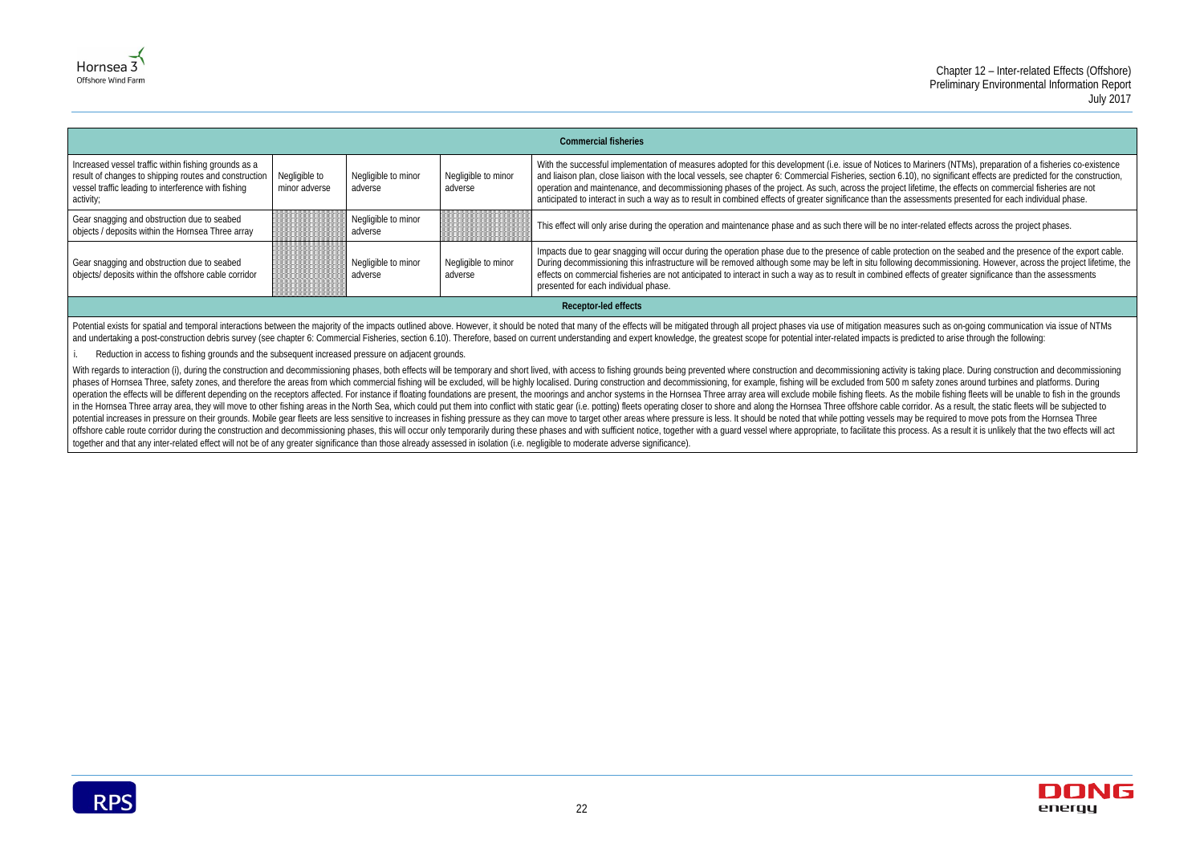| Commercial fisheries | | | | |
|---|---|---|---|---|
| Increased vessel traffic within fishing grounds as a result of changes to shipping routes and construction vessel traffic leading to interference with fishing activity; | Negligible to minor adverse | Negligible to minor adverse | Negligible to minor adverse | With the successful implementation of measures adopted for this development (i.e. issue of Notices to Mariners (NTMs), preparation of a fisheries co-existence and liaison plan, close liaison with the local vessels, see chapter 6: Commercial Fisheries, section 6.10), no significant effects are predicted for the construction, operation and maintenance, and decommissioning phases of the project. As such, across the project lifetime, the effects on commercial fisheries are not anticipated to interact in such a way as to result in combined effects of greater significance than the assessments presented for each individual phase. |
| Gear snagging and obstruction due to seabed objects / deposits within the Hornsea Three array | | Negligible to minor adverse | | This effect will only arise during the operation and maintenance phase and as such there will be no inter-related effects across the project phases. |
| Gear snagging and obstruction due to seabed objects/ deposits within the offshore cable corridor | | Negligible to minor adverse | Negligible to minor adverse | Impacts due to gear snagging will occur during the operation phase due to the presence of cable protection on the seabed and the presence of the export cable. During decommissioning this infrastructure will be removed although some may be left in situ following decommissioning. However, across the project lifetime, the effects on commercial fisheries are not anticipated to interact in such a way as to result in combined effects of greater significance than the assessments presented for each individual phase. |
| **Receptor-led effects** | | | | |

Potential exists for spatial and temporal interactions between the majority of the impacts outlined above. However, it should be noted that many of the effects will be mitigated through all project phases via use of mitigation measures such as on-going communication via issue of NTMs and undertaking a post-construction debris survey (see chapter 6: Commercial Fisheries, section 6.10). Therefore, based on current understanding and expert knowledge, the greatest scope for potential inter-related impacts is predicted to arise through the following:

i. Reduction in access to fishing grounds and the subsequent increased pressure on adjacent grounds.

With regards to interaction (i), during the construction and decommissioning phases, both effects will be temporary and short lived, with access to fishing grounds being prevented where construction and decommissioning activity is taking place. During construction and decommissioning phases of Hornsea Three, safety zones, and therefore the areas from which commercial fishing will be excluded, will be highly localised. During construction and decommissioning, for example, fishing will be excluded from 500 m safety zones around turbines and platforms. During operation the effects will be different depending on the receptors affected. For instance if floating foundations are present, the moorings and anchor systems in the Hornsea Three array area will exclude mobile fishing fleets. As the mobile fishing fleets will be unable to fish in the grounds in the Hornsea Three array area, they will move to other fishing areas in the North Sea, which could put them into conflict with static gear (i.e. potting) fleets operating closer to shore and along the Hornsea Three offshore cable corridor. As a result, the static fleets will be subjected to potential increases in pressure on their grounds. Mobile gear fleets are less sensitive to increases in fishing pressure as they can move to target other areas where pressure is less. It should be noted that while potting vessels may be required to move pots from the Hornsea Three offshore cable route corridor during the construction and decommissioning phases, this will occur only temporarily during these phases and with sufficient notice, together with a guard vessel where appropriate, to facilitate this process. As a result it is unlikely that the two effects will act together and that any inter-related effect will not be of any greater significance than those already assessed in isolation (i.e. negligible to moderate adverse significance).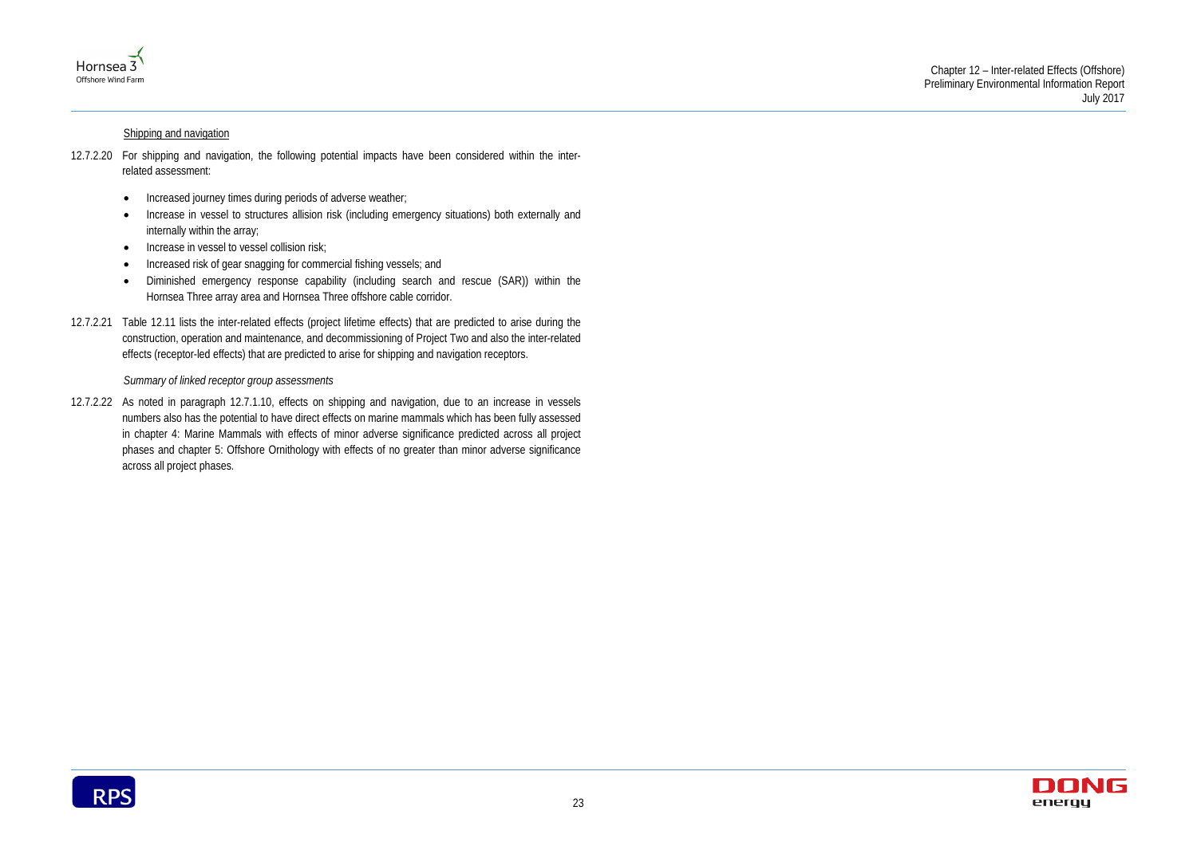Shipping and navigation

12.7.2.20 For shipping and navigation, the following potential impacts have been considered within the inter-related assessment:

- Increased journey times during periods of adverse weather;
- Increase in vessel to structures allision risk (including emergency situations) both externally and internally within the array;
- Increase in vessel to vessel collision risk;
- Increased risk of gear snagging for commercial fishing vessels; and
- Diminished emergency response capability (including search and rescue (SAR)) within the Hornsea Three array area and Hornsea Three offshore cable corridor.

12.7.2.21 Table 12.11 lists the inter-related effects (project lifetime effects) that are predicted to arise during the construction, operation and maintenance, and decommissioning of Project Two and also the inter-related effects (receptor-led effects) that are predicted to arise for shipping and navigation receptors.

*Summary of linked receptor group assessments*

12.7.2.22 As noted in paragraph 12.7.1.10, effects on shipping and navigation, due to an increase in vessels numbers also has the potential to have direct effects on marine mammals which has been fully assessed in chapter 4: Marine Mammals with effects of minor adverse significance predicted across all project phases and chapter 5: Offshore Ornithology with effects of no greater than minor adverse significance across all project phases.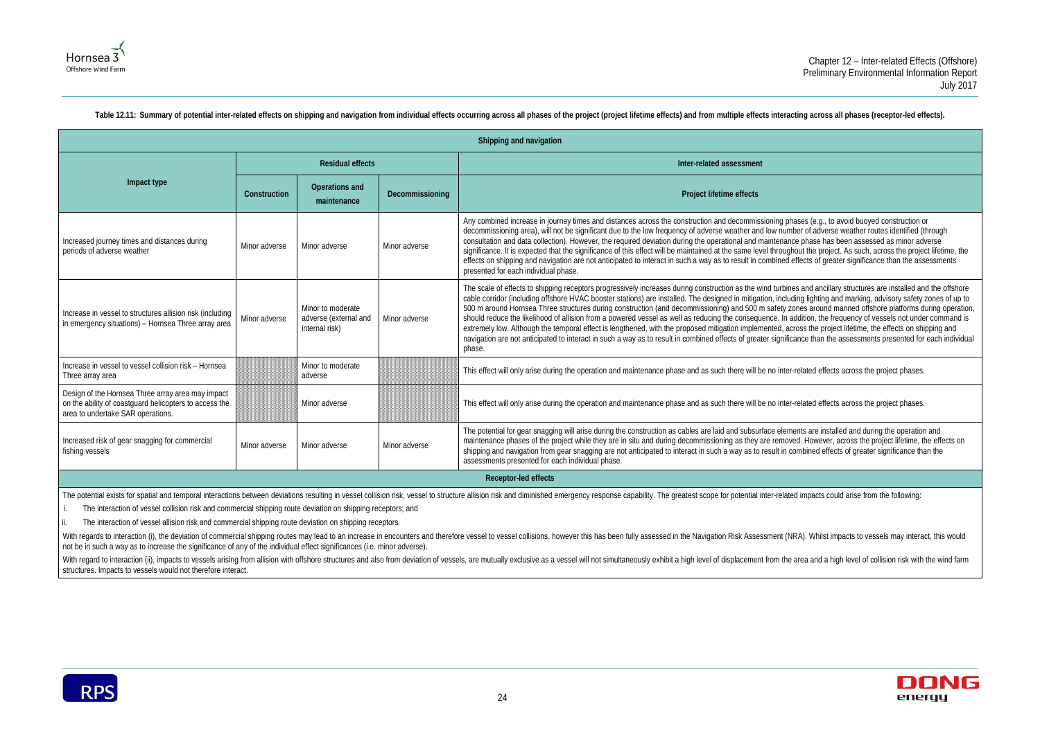**Table 12.11: Summary of potential inter-related effects on shipping and navigation from individual effects occurring across all phases of the project (project lifetime effects) and from multiple effects interacting across all phases (receptor-led effects).**

| Shipping and navigation | | | | |
|---|---|---|---|---|
| Impact type | Residual effects | | | Inter-related assessment |
| | Construction | Operations and maintenance | Decommissioning | Project lifetime effects |
| Increased journey times and distances during periods of adverse weather | Minor adverse | Minor adverse | Minor adverse | Any combined increase in journey times and distances across the construction and decommissioning phases (e.g., to avoid buoyed construction or decommissioning area), will not be significant due to the low frequency of adverse weather and low number of adverse weather routes identified (through consultation and data collection). However, the required deviation during the operational and maintenance phase has been assessed as minor adverse significance. It is expected that the significance of this effect will be maintained at the same level throughout the project. As such, across the project lifetime, the effects on shipping and navigation are not anticipated to interact in such a way as to result in combined effects of greater significance than the assessments presented for each individual phase. |
| Increase in vessel to structures allision risk (including in emergency situations) – Hornsea Three array area | Minor adverse | Minor to moderate adverse (external and internal risk) | Minor adverse | The scale of effects to shipping receptors progressively increases during construction as the wind turbines and ancillary structures are installed and the offshore cable corridor (including offshore HVAC booster stations) are installed. The designed in mitigation, including lighting and marking, advisory safety zones of up to 500 m around Hornsea Three structures during construction (and decommissioning) and 500 m safety zones around manned offshore platforms during operation, should reduce the likelihood of allision from a powered vessel as well as reducing the consequence. In addition, the frequency of vessels not under command is extremely low. Although the temporal effect is lengthened, with the proposed mitigation implemented, across the project lifetime, the effects on shipping and navigation are not anticipated to interact in such a way as to result in combined effects of greater significance than the assessments presented for each individual phase. |
| Increase in vessel to vessel collision risk – Hornsea Three array area | | Minor to moderate adverse | | This effect will only arise during the operation and maintenance phase and as such there will be no inter-related effects across the project phases. |
| Design of the Hornsea Three array area may impact on the ability of coastguard helicopters to access the area to undertake SAR operations. | | Minor adverse | | This effect will only arise during the operation and maintenance phase and as such there will be no inter-related effects across the project phases. |
| Increased risk of gear snagging for commercial fishing vessels | Minor adverse | Minor adverse | Minor adverse | The potential for gear snagging will arise during the construction as cables are laid and subsurface elements are installed and during the operation and maintenance phases of the project while they are in situ and during decommissioning as they are removed. However, across the project lifetime, the effects on shipping and navigation from gear snagging are not anticipated to interact in such a way as to result in combined effects of greater significance than the assessments presented for each individual phase. |
| **Receptor-led effects** | | | | |

The potential exists for spatial and temporal interactions between deviations resulting in vessel collision risk, vessel to structure allision risk and diminished emergency response capability. The greatest scope for potential inter-related impacts could arise from the following:

i. The interaction of vessel collision risk and commercial shipping route deviation on shipping receptors; and

ii. The interaction of vessel allision risk and commercial shipping route deviation on shipping receptors.

With regards to interaction (i), the deviation of commercial shipping routes may lead to an increase in encounters and therefore vessel to vessel collisions, however this has been fully assessed in the Navigation Risk Assessment (NRA). Whilst impacts to vessels may interact, this would not be in such a way as to increase the significance of any of the individual effect significances (i.e. minor adverse).

With regard to interaction (ii), impacts to vessels arising from allision with offshore structures and also from deviation of vessels, are mutually exclusive as a vessel will not simultaneously exhibit a high level of displacement from the area and a high level of collision risk with the wind farm structures. Impacts to vessels would not therefore interact.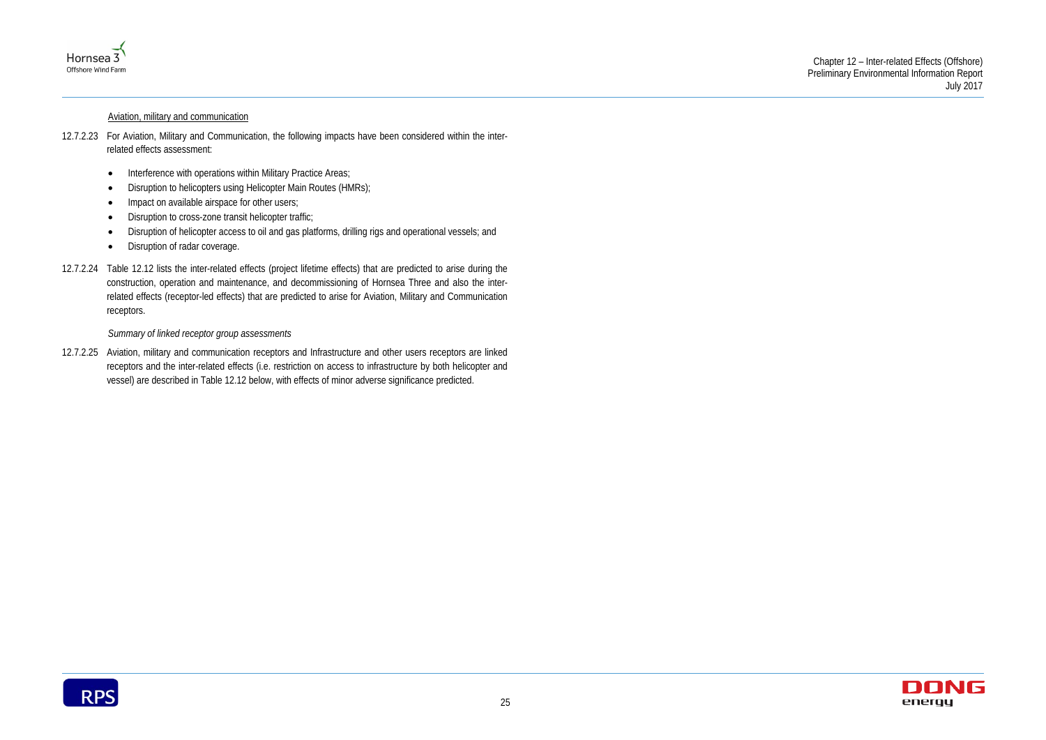Aviation, military and communication

12.7.2.23 For Aviation, Military and Communication, the following impacts have been considered within the inter-related effects assessment:

- Interference with operations within Military Practice Areas;
- Disruption to helicopters using Helicopter Main Routes (HMRs);
- Impact on available airspace for other users;
- Disruption to cross-zone transit helicopter traffic;
- Disruption of helicopter access to oil and gas platforms, drilling rigs and operational vessels; and
- Disruption of radar coverage.

12.7.2.24 Table 12.12 lists the inter-related effects (project lifetime effects) that are predicted to arise during the construction, operation and maintenance, and decommissioning of Hornsea Three and also the inter-related effects (receptor-led effects) that are predicted to arise for Aviation, Military and Communication receptors.

*Summary of linked receptor group assessments*

12.7.2.25 Aviation, military and communication receptors and Infrastructure and other users receptors are linked receptors and the inter-related effects (i.e. restriction on access to infrastructure by both helicopter and vessel) are described in Table 12.12 below, with effects of minor adverse significance predicted.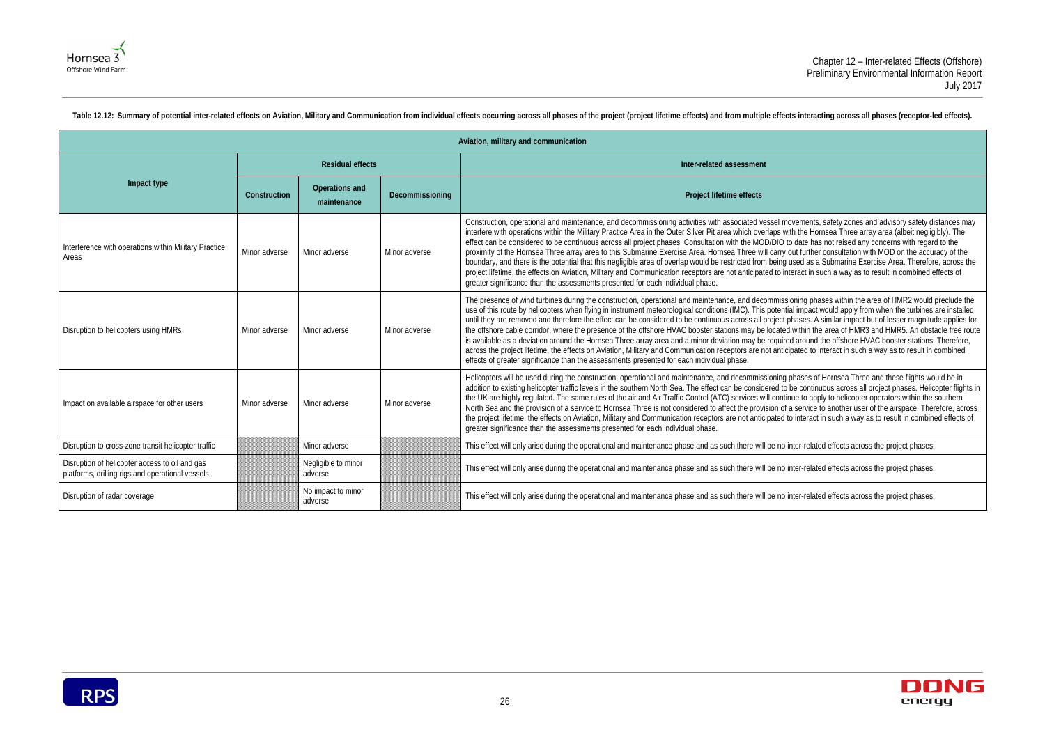**Table 12.12: Summary of potential inter-related effects on Aviation, Military and Communication from individual effects occurring across all phases of the project (project lifetime effects) and from multiple effects interacting across all phases (receptor-led effects).**

| Aviation, military and communication | | | | |
|---|---|---|---|---|
| **Impact type** | **Residual effects** | | | **Inter-related assessment** |
| | **Construction** | **Operations and maintenance** | **Decommissioning** | **Project lifetime effects** |
| Interference with operations within Military Practice Areas | Minor adverse | Minor adverse | Minor adverse | Construction, operational and maintenance, and decommissioning activities with associated vessel movements, safety zones and advisory safety distances may interfere with operations within the Military Practice Area in the Outer Silver Pit area which overlaps with the Hornsea Three array area (albeit negligibly). The effect can be considered to be continuous across all project phases. Consultation with the MOD/DIO to date has not raised any concerns with regard to the proximity of the Hornsea Three array area to this Submarine Exercise Area. Hornsea Three will carry out further consultation with MOD on the accuracy of the boundary, and there is the potential that this negligible area of overlap would be restricted from being used as a Submarine Exercise Area. Therefore, across the project lifetime, the effects on Aviation, Military and Communication receptors are not anticipated to interact in such a way as to result in combined effects of greater significance than the assessments presented for each individual phase. |
| Disruption to helicopters using HMRs | Minor adverse | Minor adverse | Minor adverse | The presence of wind turbines during the construction, operational and maintenance, and decommissioning phases within the area of HMR2 would preclude the use of this route by helicopters when flying in instrument meteorological conditions (IMC). This potential impact would apply from when the turbines are installed until they are removed and therefore the effect can be considered to be continuous across all project phases. A similar impact but of lesser magnitude applies for the offshore cable corridor, where the presence of the offshore HVAC booster stations may be located within the area of HMR3 and HMR5. An obstacle free route is available as a deviation around the Hornsea Three array area and a minor deviation may be required around the offshore HVAC booster stations. Therefore, across the project lifetime, the effects on Aviation, Military and Communication receptors are not anticipated to interact in such a way as to result in combined effects of greater significance than the assessments presented for each individual phase. |
| Impact on available airspace for other users | Minor adverse | Minor adverse | Minor adverse | Helicopters will be used during the construction, operational and maintenance, and decommissioning phases of Hornsea Three and these flights would be in addition to existing helicopter traffic levels in the southern North Sea. The effect can be considered to be continuous across all project phases. Helicopter flights in the UK are highly regulated. The same rules of the air and Air Traffic Control (ATC) services will continue to apply to helicopter operators within the southern North Sea and the provision of a service to Hornsea Three is not considered to affect the provision of a service to another user of the airspace. Therefore, across the project lifetime, the effects on Aviation, Military and Communication receptors are not anticipated to interact in such a way as to result in combined effects of greater significance than the assessments presented for each individual phase. |
| Disruption to cross-zone transit helicopter traffic | | Minor adverse | | This effect will only arise during the operational and maintenance phase and as such there will be no inter-related effects across the project phases. |
| Disruption of helicopter access to oil and gas platforms, drilling rigs and operational vessels | | Negligible to minor adverse | | This effect will only arise during the operational and maintenance phase and as such there will be no inter-related effects across the project phases. |
| Disruption of radar coverage | | No impact to minor adverse | | This effect will only arise during the operational and maintenance phase and as such there will be no inter-related effects across the project phases. |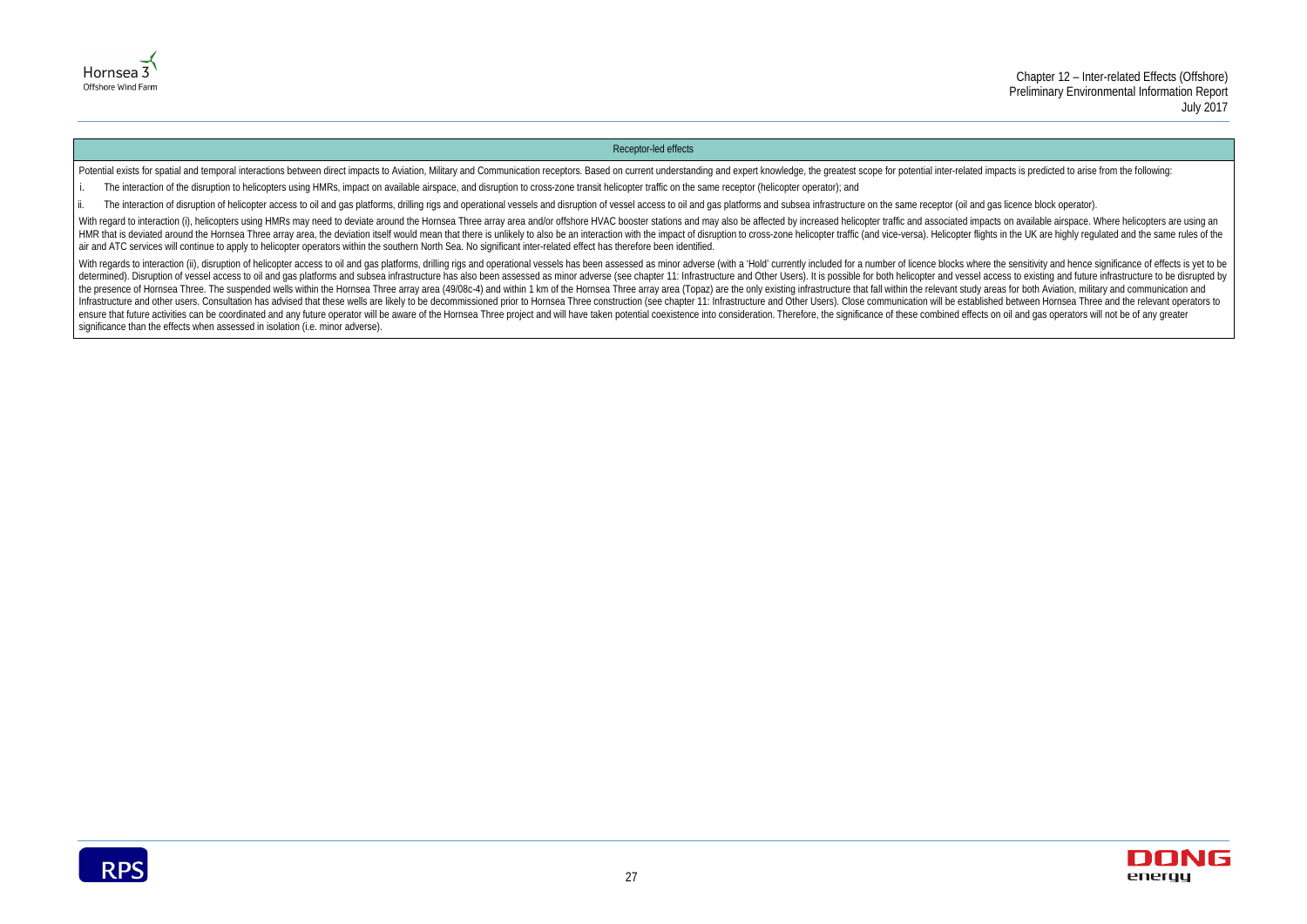| Receptor-led effects |
|---|
| Potential exists for spatial and temporal interactions between direct impacts to Aviation, Military and Communication receptors. Based on current understanding and expert knowledge, the greatest scope for potential inter-related impacts is predicted to arise from the following:<br>i. The interaction of the disruption to helicopters using HMRs, impact on available airspace, and disruption to cross-zone transit helicopter traffic on the same receptor (helicopter operator); and<br>ii. The interaction of disruption of helicopter access to oil and gas platforms, drilling rigs and operational vessels and disruption of vessel access to oil and gas platforms and subsea infrastructure on the same receptor (oil and gas licence block operator).<br>With regard to interaction (i), helicopters using HMRs may need to deviate around the Hornsea Three array area and/or offshore HVAC booster stations and may also be affected by increased helicopter traffic and associated impacts on available airspace. Where helicopters are using an HMR that is deviated around the Hornsea Three array area, the deviation itself would mean that there is unlikely to also be an interaction with the impact of disruption to cross-zone helicopter traffic (and vice-versa). Helicopter flights in the UK are highly regulated and the same rules of the air and ATC services will continue to apply to helicopter operators within the southern North Sea. No significant inter-related effect has therefore been identified.<br>With regards to interaction (ii), disruption of helicopter access to oil and gas platforms, drilling rigs and operational vessels has been assessed as minor adverse (with a 'Hold' currently included for a number of licence blocks where the sensitivity and hence significance of effects is yet to be determined). Disruption of vessel access to oil and gas platforms and subsea infrastructure has also been assessed as minor adverse (see chapter 11: Infrastructure and Other Users). It is possible for both helicopter and vessel access to existing and future infrastructure to be disrupted by the presence of Hornsea Three. The suspended wells within the Hornsea Three array area (49/08c-4) and within 1 km of the Hornsea Three array area (Topaz) are the only existing infrastructure that fall within the relevant study areas for both Aviation, military and communication and Infrastructure and other users. Consultation has advised that these wells are likely to be decommissioned prior to Hornsea Three construction (see chapter 11: Infrastructure and Other Users). Close communication will be established between Hornsea Three and the relevant operators to ensure that future activities can be coordinated and any future operator will be aware of the Hornsea Three project and will have taken potential coexistence into consideration. Therefore, the significance of these combined effects on oil and gas operators will not be of any greater significance than the effects when assessed in isolation (i.e. minor adverse). |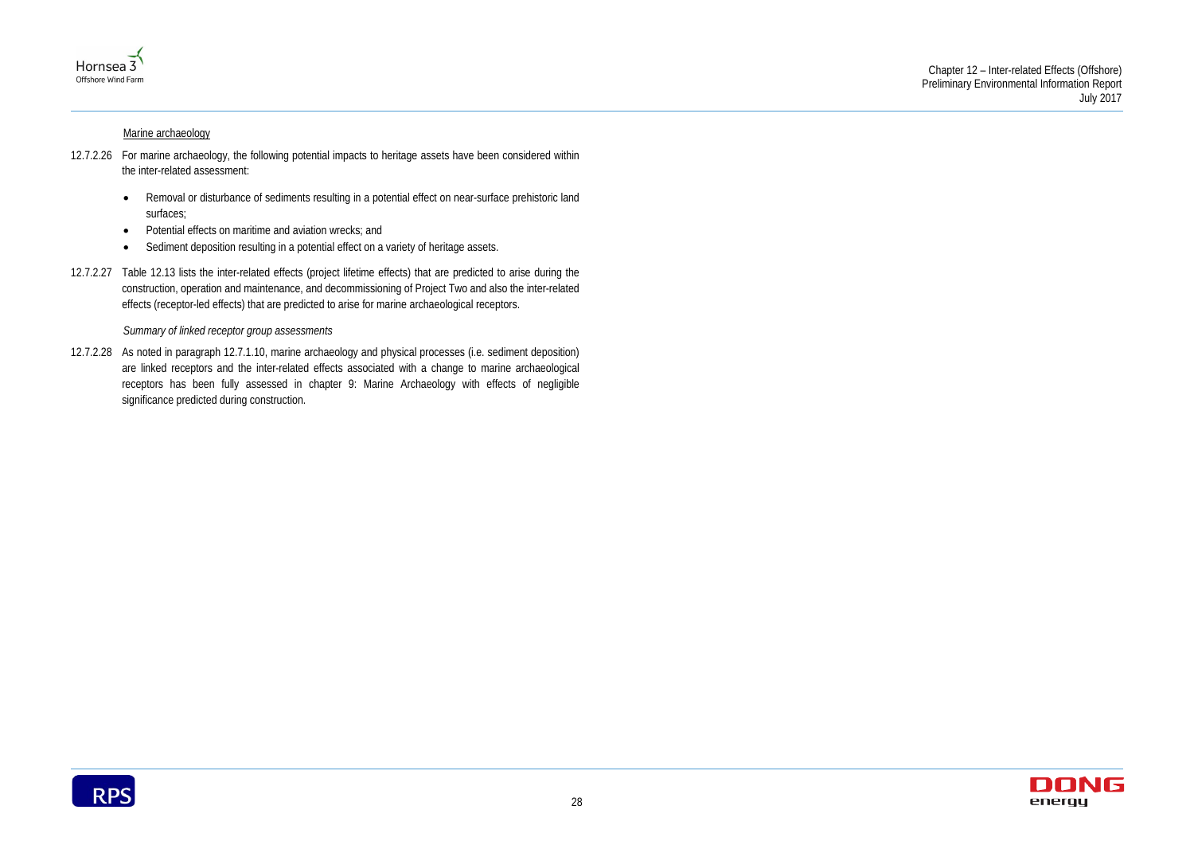Marine archaeology

12.7.2.26 For marine archaeology, the following potential impacts to heritage assets have been considered within the inter-related assessment:

- Removal or disturbance of sediments resulting in a potential effect on near-surface prehistoric land surfaces;
- Potential effects on maritime and aviation wrecks; and
- Sediment deposition resulting in a potential effect on a variety of heritage assets.

12.7.2.27 Table 12.13 lists the inter-related effects (project lifetime effects) that are predicted to arise during the construction, operation and maintenance, and decommissioning of Project Two and also the inter-related effects (receptor-led effects) that are predicted to arise for marine archaeological receptors.

*Summary of linked receptor group assessments*

12.7.2.28 As noted in paragraph 12.7.1.10, marine archaeology and physical processes (i.e. sediment deposition) are linked receptors and the inter-related effects associated with a change to marine archaeological receptors has been fully assessed in chapter 9: Marine Archaeology with effects of negligible significance predicted during construction.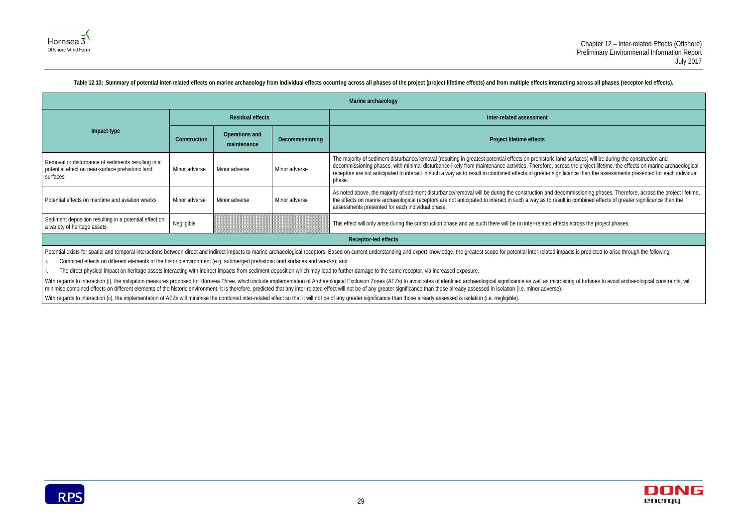**Table 12.13: Summary of potential inter-related effects on marine archaeology from individual effects occurring across all phases of the project (project lifetime effects) and from multiple effects interacting across all phases (receptor-led effects).**

| Marine archaeology | | | | |
|---|---|---|---|---|
| **Impact type** | **Residual effects** | | | **Inter-related assessment** |
| | **Construction** | **Operations and maintenance** | **Decommissioning** | **Project lifetime effects** |
| Removal or disturbance of sediments resulting in a potential effect on near-surface prehistoric land surfaces | Minor adverse | Minor adverse | Minor adverse | The majority of sediment disturbance/removal (resulting in greatest potential effects on prehistoric land surfaces) will be during the construction and decommissioning phases, with minimal disturbance likely from maintenance activities. Therefore, across the project lifetime, the effects on marine archaeological receptors are not anticipated to interact in such a way as to result in combined effects of greater significance than the assessments presented for each individual phase. |
| Potential effects on maritime and aviation wrecks | Minor adverse | Minor adverse | Minor adverse | As noted above, the majority of sediment disturbance/removal will be during the construction and decommissioning phases. Therefore, across the project lifetime, the effects on marine archaeological receptors are not anticipated to interact in such a way as to result in combined effects of greater significance than the assessments presented for each individual phase. |
| Sediment deposition resulting in a potential effect on a variety of heritage assets | Negligible | | | This effect will only arise during the construction phase and as such there will be no inter-related effects across the project phases. |
| **Receptor-led effects** | | | | |

Potential exists for spatial and temporal interactions between direct and indirect impacts to marine archaeological receptors. Based on current understanding and expert knowledge, the greatest scope for potential inter-related impacts is predicted to arise through the following:

i. Combined effects on different elements of the historic environment (e.g. submerged prehistoric land surfaces and wrecks); and

ii. The direct physical impact on heritage assets interacting with indirect impacts from sediment deposition which may lead to further damage to the same receptor, via increased exposure.

With regards to interaction (i), the mitigation measures proposed for Hornsea Three, which include implementation of Archaeological Exclusion Zones (AEZs) to avoid sites of identified archaeological significance as well as micrositing of turbines to avoid archaeological constraints, will minimise combined effects on different elements of the historic environment. It is therefore, predicted that any inter-related effect will not be of any greater significance than those already assessed in isolation (i.e. minor adverse).

With regards to interaction (ii), the implementation of AEZs will minimise the combined inter-related effect so that it will not be of any greater significance than those already assessed is isolation (i.e. negligible).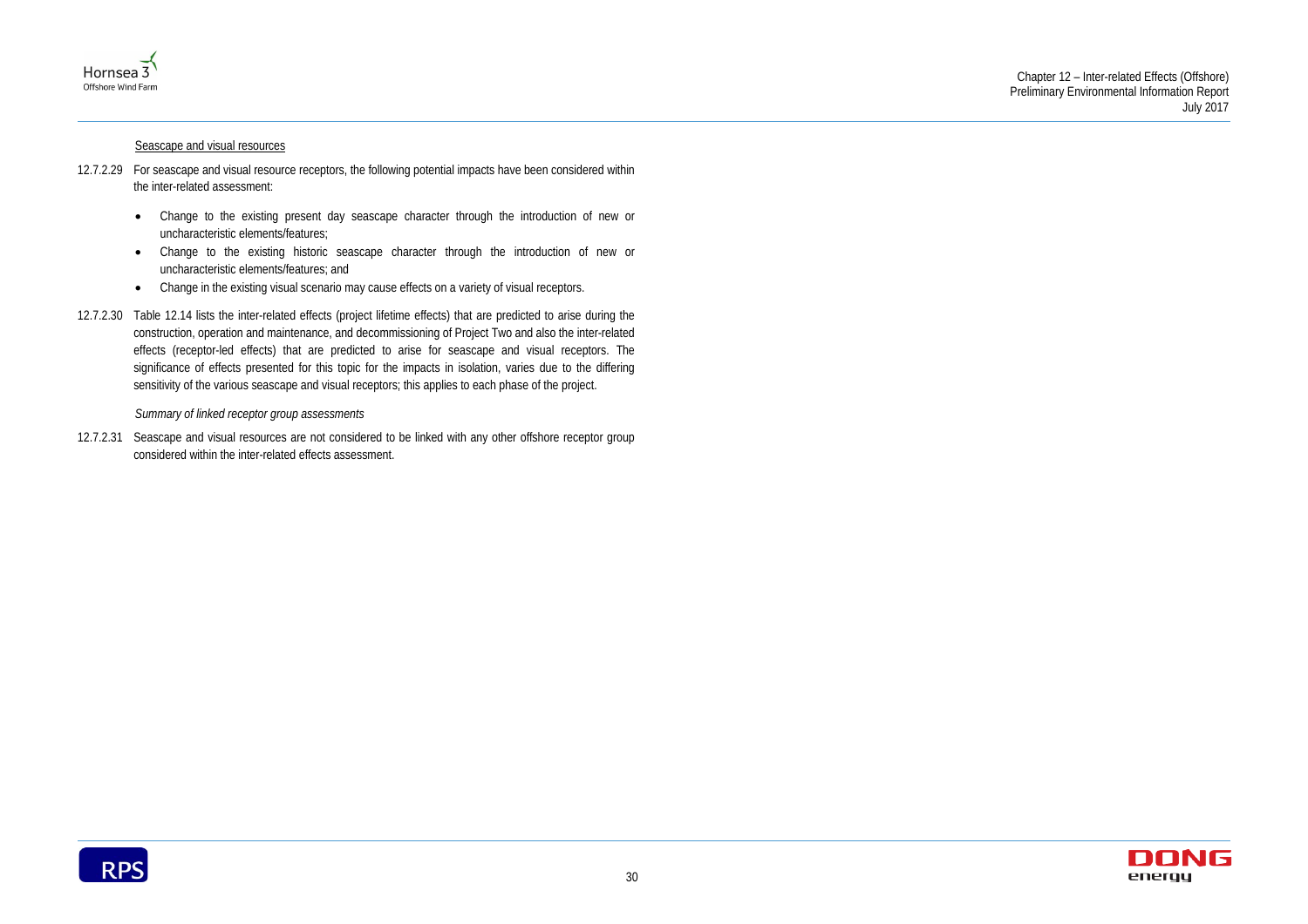Seascape and visual resources

12.7.2.29 For seascape and visual resource receptors, the following potential impacts have been considered within the inter-related assessment:

- Change to the existing present day seascape character through the introduction of new or uncharacteristic elements/features;
- Change to the existing historic seascape character through the introduction of new or uncharacteristic elements/features; and
- Change in the existing visual scenario may cause effects on a variety of visual receptors.

12.7.2.30 Table 12.14 lists the inter-related effects (project lifetime effects) that are predicted to arise during the construction, operation and maintenance, and decommissioning of Project Two and also the inter-related effects (receptor-led effects) that are predicted to arise for seascape and visual receptors. The significance of effects presented for this topic for the impacts in isolation, varies due to the differing sensitivity of the various seascape and visual receptors; this applies to each phase of the project.

*Summary of linked receptor group assessments*

12.7.2.31 Seascape and visual resources are not considered to be linked with any other offshore receptor group considered within the inter-related effects assessment.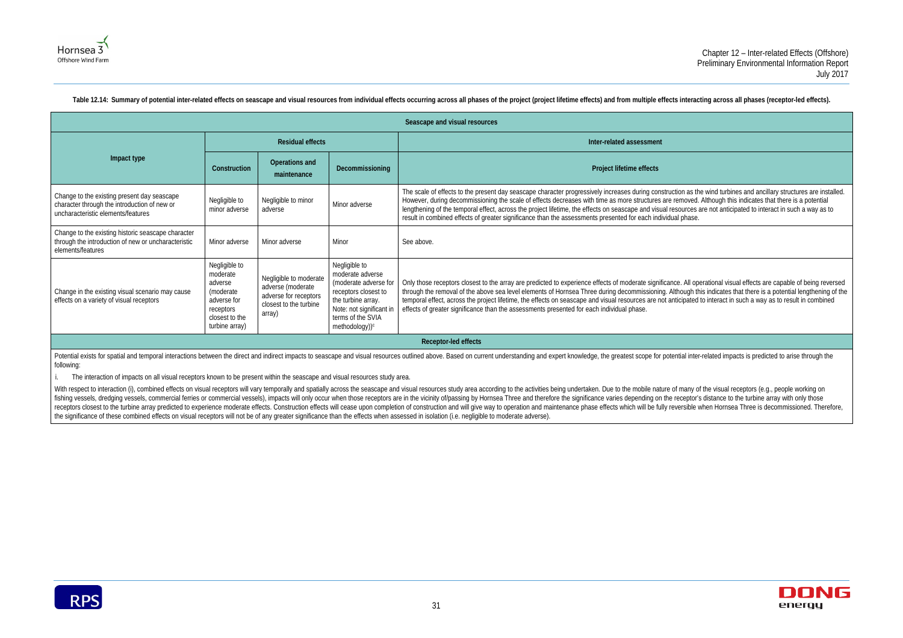**Table 12.14: Summary of potential inter-related effects on seascape and visual resources from individual effects occurring across all phases of the project (project lifetime effects) and from multiple effects interacting across all phases (receptor-led effects).**

| Seascape and visual resources | | | | |
|---|---|---|---|---|
| Impact type | Residual effects | | | Inter-related assessment |
| | Construction | Operations and maintenance | Decommissioning | Project lifetime effects |
| Change to the existing present day seascape character through the introduction of new or uncharacteristic elements/features | Negligible to minor adverse | Negligible to minor adverse | Minor adverse | The scale of effects to the present day seascape character progressively increases during construction as the wind turbines and ancillary structures are installed. However, during decommissioning the scale of effects decreases with time as more structures are removed. Although this indicates that there is a potential lengthening of the temporal effect, across the project lifetime, the effects on seascape and visual resources are not anticipated to interact in such a way as to result in combined effects of greater significance than the assessments presented for each individual phase. |
| Change to the existing historic seascape character through the introduction of new or uncharacteristic elements/features | Minor adverse | Minor adverse | Minor | See above. |
| Change in the existing visual scenario may cause effects on a variety of visual receptors | Negligible to moderate adverse (moderate adverse for receptors closest to the turbine array) | Negligible to moderate adverse (moderate adverse for receptors closest to the turbine array) | Negligible to moderate adverse (moderate adverse for receptors closest to the turbine array. Note: not significant in terms of the SVIA methodology))[c] | Only those receptors closest to the array are predicted to experience effects of moderate significance. All operational visual effects are capable of being reversed through the removal of the above sea level elements of Hornsea Three during decommissioning. Although this indicates that there is a potential lengthening of the temporal effect, across the project lifetime, the effects on seascape and visual resources are not anticipated to interact in such a way as to result in combined effects of greater significance than the assessments presented for each individual phase. |
| Receptor-led effects | | | | |

Potential exists for spatial and temporal interactions between the direct and indirect impacts to seascape and visual resources outlined above. Based on current understanding and expert knowledge, the greatest scope for potential inter-related impacts is predicted to arise through the following:

i. The interaction of impacts on all visual receptors known to be present within the seascape and visual resources study area.

With respect to interaction (i), combined effects on visual receptors will vary temporally and spatially across the seascape and visual resources study area according to the activities being undertaken. Due to the mobile nature of many of the visual receptors (e.g., people working on fishing vessels, dredging vessels, commercial ferries or commercial vessels), impacts will only occur when those receptors are in the vicinity of/passing by Hornsea Three and therefore the significance varies depending on the receptor's distance to the turbine array with only those receptors closest to the turbine array predicted to experience moderate effects. Construction effects will cease upon completion of construction and will give way to operation and maintenance phase effects which will be fully reversible when Hornsea Three is decommissioned. Therefore, the significance of these combined effects on visual receptors will not be of any greater significance than the effects when assessed in isolation (i.e. negligible to moderate adverse).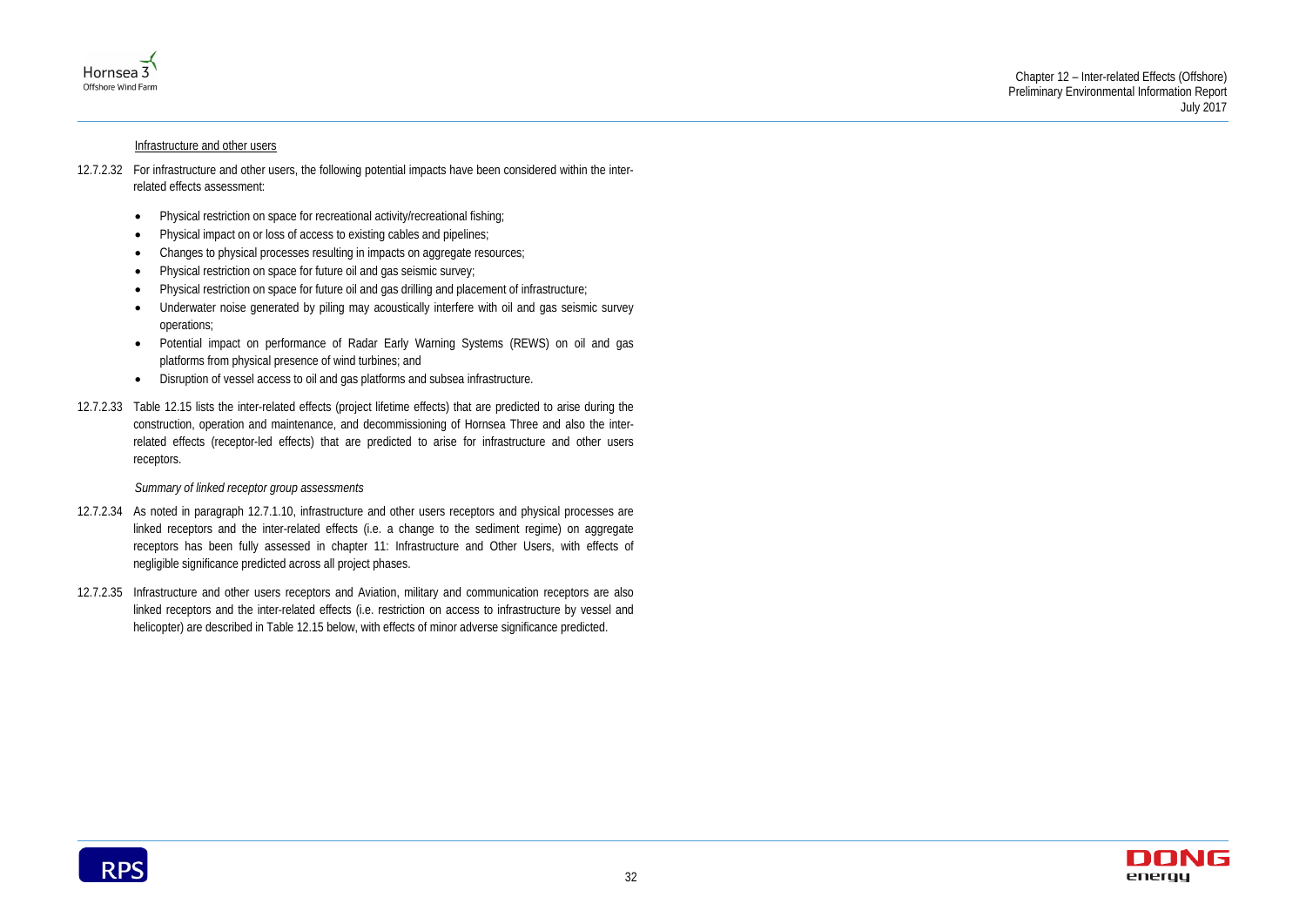Infrastructure and other users

12.7.2.32 For infrastructure and other users, the following potential impacts have been considered within the inter-related effects assessment:

- Physical restriction on space for recreational activity/recreational fishing;
- Physical impact on or loss of access to existing cables and pipelines;
- Changes to physical processes resulting in impacts on aggregate resources;
- Physical restriction on space for future oil and gas seismic survey;
- Physical restriction on space for future oil and gas drilling and placement of infrastructure;
- Underwater noise generated by piling may acoustically interfere with oil and gas seismic survey operations;
- Potential impact on performance of Radar Early Warning Systems (REWS) on oil and gas platforms from physical presence of wind turbines; and
- Disruption of vessel access to oil and gas platforms and subsea infrastructure.

12.7.2.33 Table 12.15 lists the inter-related effects (project lifetime effects) that are predicted to arise during the construction, operation and maintenance, and decommissioning of Hornsea Three and also the inter-related effects (receptor-led effects) that are predicted to arise for infrastructure and other users receptors.

*Summary of linked receptor group assessments*

12.7.2.34 As noted in paragraph 12.7.1.10, infrastructure and other users receptors and physical processes are linked receptors and the inter-related effects (i.e. a change to the sediment regime) on aggregate receptors has been fully assessed in chapter 11: Infrastructure and Other Users, with effects of negligible significance predicted across all project phases.

12.7.2.35 Infrastructure and other users receptors and Aviation, military and communication receptors are also linked receptors and the inter-related effects (i.e. restriction on access to infrastructure by vessel and helicopter) are described in Table 12.15 below, with effects of minor adverse significance predicted.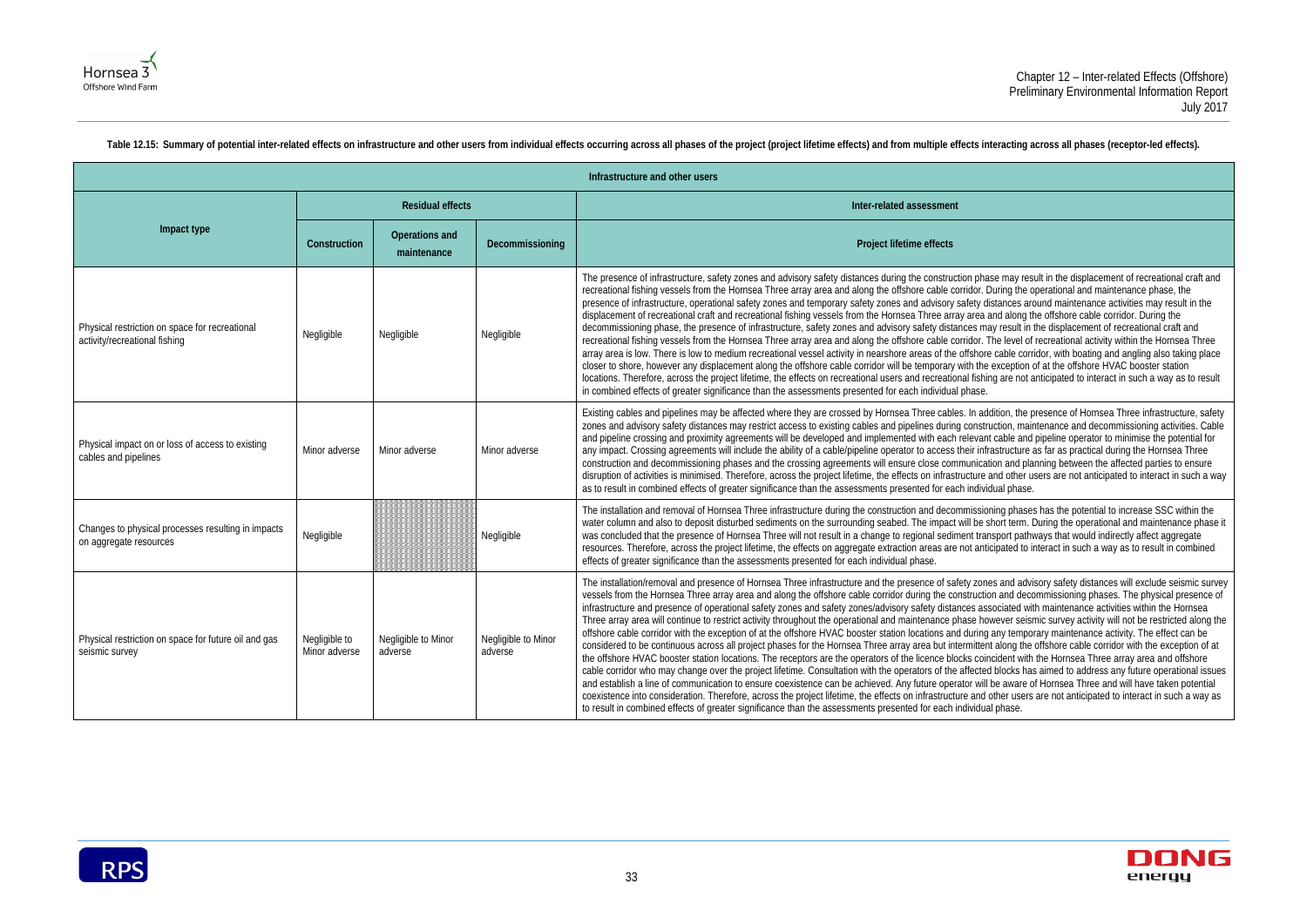**Table 12.15: Summary of potential inter-related effects on infrastructure and other users from individual effects occurring across all phases of the project (project lifetime effects) and from multiple effects interacting across all phases (receptor-led effects).**

| Infrastructure and other users | | | | |
|---|---|---|---|---|
| Impact type | Residual effects | | | Inter-related assessment |
| | Construction | Operations and maintenance | Decommissioning | Project lifetime effects |
| Physical restriction on space for recreational activity/recreational fishing | Negligible | Negligible | Negligible | The presence of infrastructure, safety zones and advisory safety distances during the construction phase may result in the displacement of recreational craft and recreational fishing vessels from the Hornsea Three array area and along the offshore cable corridor. During the operational and maintenance phase, the presence of infrastructure, operational safety zones and temporary safety zones and advisory safety distances around maintenance activities may result in the displacement of recreational craft and recreational fishing vessels from the Hornsea Three array area and along the offshore cable corridor. During the decommissioning phase, the presence of infrastructure, safety zones and advisory safety distances may result in the displacement of recreational craft and recreational fishing vessels from the Hornsea Three array area and along the offshore cable corridor. The level of recreational activity within the Hornsea Three array area is low. There is low to medium recreational vessel activity in nearshore areas of the offshore cable corridor, with boating and angling also taking place closer to shore, however any displacement along the offshore cable corridor will be temporary with the exception of at the offshore HVAC booster station locations. Therefore, across the project lifetime, the effects on recreational users and recreational fishing are not anticipated to interact in such a way as to result in combined effects of greater significance than the assessments presented for each individual phase. |
| Physical impact on or loss of access to existing cables and pipelines | Minor adverse | Minor adverse | Minor adverse | Existing cables and pipelines may be affected where they are crossed by Hornsea Three cables. In addition, the presence of Hornsea Three infrastructure, safety zones and advisory safety distances may restrict access to existing cables and pipelines during construction, maintenance and decommissioning activities. Cable and pipeline crossing and proximity agreements will be developed and implemented with each relevant cable and pipeline operator to minimise the potential for any impact. Crossing agreements will include the ability of a cable/pipeline operator to access their infrastructure as far as practical during the Hornsea Three construction and decommissioning phases and the crossing agreements will ensure close communication and planning between the affected parties to ensure disruption of activities is minimised. Therefore, across the project lifetime, the effects on infrastructure and other users are not anticipated to interact in such a way as to result in combined effects of greater significance than the assessments presented for each individual phase. |
| Changes to physical processes resulting in impacts on aggregate resources | Negligible | | Negligible | The installation and removal of Hornsea Three infrastructure during the construction and decommissioning phases has the potential to increase SSC within the water column and also to deposit disturbed sediments on the surrounding seabed. The impact will be short term. During the operational and maintenance phase it was concluded that the presence of Hornsea Three will not result in a change to regional sediment transport pathways that would indirectly affect aggregate resources. Therefore, across the project lifetime, the effects on aggregate extraction areas are not anticipated to interact in such a way as to result in combined effects of greater significance than the assessments presented for each individual phase. |
| Physical restriction on space for future oil and gas seismic survey | Negligible to Minor adverse | Negligible to Minor adverse | Negligible to Minor adverse | The installation/removal and presence of Hornsea Three infrastructure and the presence of safety zones and advisory safety distances will exclude seismic survey vessels from the Hornsea Three array area and along the offshore cable corridor during the construction and decommissioning phases. The physical presence of infrastructure and presence of operational safety zones and safety zones/advisory safety distances associated with maintenance activities within the Hornsea Three array area will continue to restrict activity throughout the operational and maintenance phase however seismic survey activity will not be restricted along the offshore cable corridor with the exception of at the offshore HVAC booster station locations and during any temporary maintenance activity. The effect can be considered to be continuous across all project phases for the Hornsea Three array area but intermittent along the offshore cable corridor with the exception of at the offshore HVAC booster station locations. The receptors are the operators of the licence blocks coincident with the Hornsea Three array area and offshore cable corridor who may change over the project lifetime. Consultation with the operators of the affected blocks has aimed to address any future operational issues and establish a line of communication to ensure coexistence can be achieved. Any future operator will be aware of Hornsea Three and will have taken potential coexistence into consideration. Therefore, across the project lifetime, the effects on infrastructure and other users are not anticipated to interact in such a way as to result in combined effects of greater significance than the assessments presented for each individual phase. |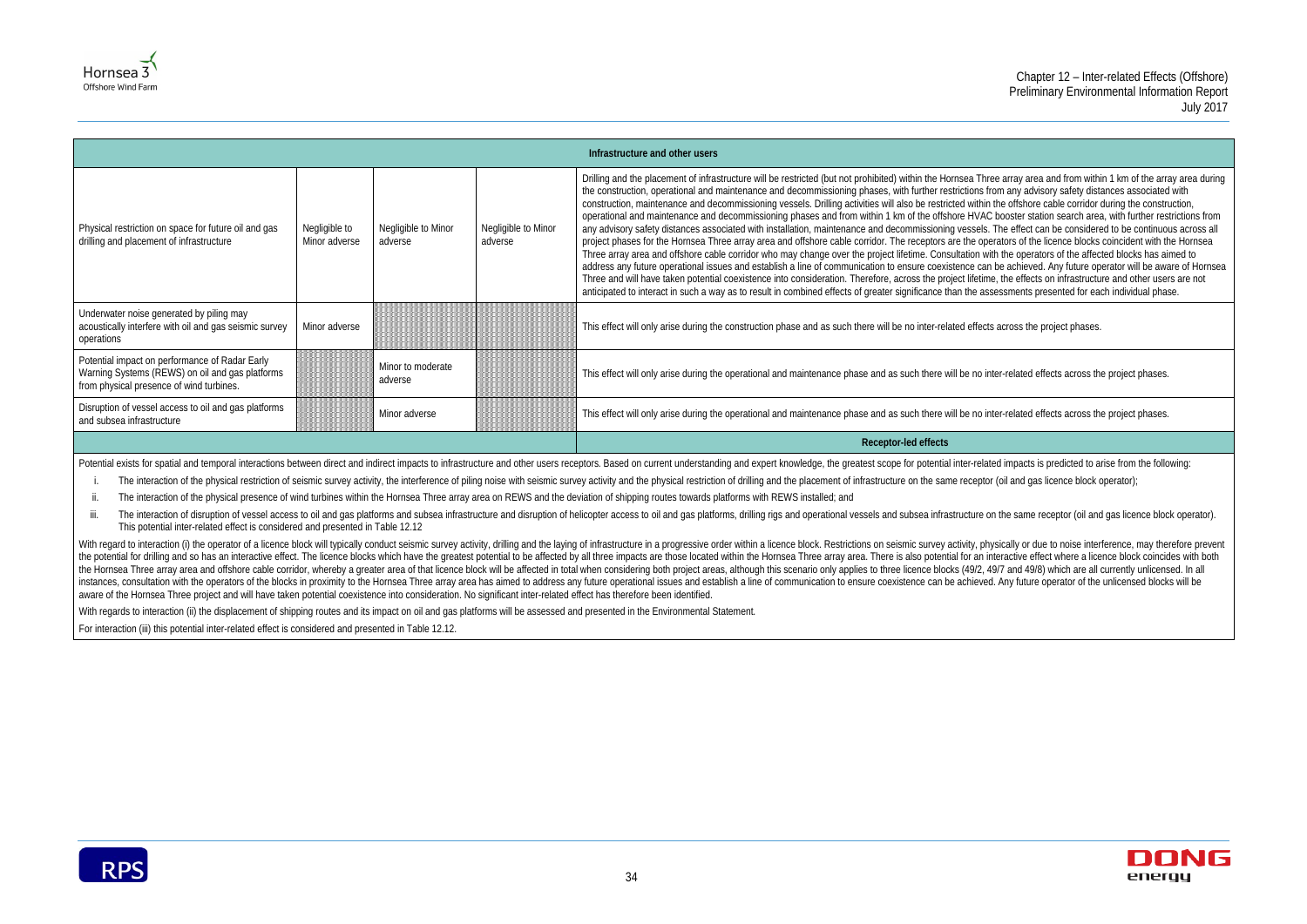| Infrastructure and other users | | | | |
|---|---|---|---|---|
| Physical restriction on space for future oil and gas drilling and placement of infrastructure | Negligible to Minor adverse | Negligible to Minor adverse | Negligible to Minor adverse | Drilling and the placement of infrastructure will be restricted (but not prohibited) within the Hornsea Three array area and from within 1 km of the array area during the construction, operational and maintenance and decommissioning phases, with further restrictions from any advisory safety distances associated with construction, maintenance and decommissioning vessels. Drilling activities will also be restricted within the offshore cable corridor during the construction, operational and maintenance and decommissioning phases and from within 1 km of the offshore HVAC booster station search area, with further restrictions from any advisory safety distances associated with installation, maintenance and decommissioning vessels. The effect can be considered to be continuous across all project phases for the Hornsea Three array area and offshore cable corridor. The receptors are the operators of the licence blocks coincident with the Hornsea Three array area and offshore cable corridor who may change over the project lifetime. Consultation with the operators of the affected blocks has aimed to address any future operational issues and establish a line of communication to ensure coexistence can be achieved. Any future operator will be aware of Hornsea Three and will have taken potential coexistence into consideration. Therefore, across the project lifetime, the effects on infrastructure and other users are not anticipated to interact in such a way as to result in combined effects of greater significance than the assessments presented for each individual phase. |
| Underwater noise generated by piling may acoustically interfere with oil and gas seismic survey operations | Minor adverse | | | This effect will only arise during the construction phase and as such there will be no inter-related effects across the project phases. |
| Potential impact on performance of Radar Early Warning Systems (REWS) on oil and gas platforms from physical presence of wind turbines. | | Minor to moderate adverse | | This effect will only arise during the operational and maintenance phase and as such there will be no inter-related effects across the project phases. |
| Disruption of vessel access to oil and gas platforms and subsea infrastructure | | Minor adverse | | This effect will only arise during the operational and maintenance phase and as such there will be no inter-related effects across the project phases. |
| | | | | **Receptor-led effects** |

Potential exists for spatial and temporal interactions between direct and indirect impacts to infrastructure and other users receptors. Based on current understanding and expert knowledge, the greatest scope for potential inter-related impacts is predicted to arise from the following:

i. The interaction of the physical restriction of seismic survey activity, the interference of piling noise with seismic survey activity and the physical restriction of drilling and the placement of infrastructure on the same receptor (oil and gas licence block operator);

ii. The interaction of the physical presence of wind turbines within the Hornsea Three array area on REWS and the deviation of shipping routes towards platforms with REWS installed; and

iii. The interaction of disruption of vessel access to oil and gas platforms and subsea infrastructure and disruption of helicopter access to oil and gas platforms, drilling rigs and operational vessels and subsea infrastructure on the same receptor (oil and gas licence block operator). This potential inter-related effect is considered and presented in Table 12.12

With regard to interaction (i) the operator of a licence block will typically conduct seismic survey activity, drilling and the laying of infrastructure in a progressive order within a licence block. Restrictions on seismic survey activity, physically or due to noise interference, may therefore prevent the potential for drilling and so has an interactive effect. The licence blocks which have the greatest potential to be affected by all three impacts are those located within the Hornsea Three array area. There is also potential for an interactive effect where a licence block coincides with both the Hornsea Three array area and offshore cable corridor, whereby a greater area of that licence block will be affected in total when considering both project areas, although this scenario only applies to three licence blocks (49/2, 49/7 and 49/8) which are all currently unlicensed. In all instances, consultation with the operators of the blocks in proximity to the Hornsea Three array area has aimed to address any future operational issues and establish a line of communication to ensure coexistence can be achieved. Any future operator of the unlicensed blocks will be aware of the Hornsea Three project and will have taken potential coexistence into consideration. No significant inter-related effect has therefore been identified.

With regards to interaction (ii) the displacement of shipping routes and its impact on oil and gas platforms will be assessed and presented in the Environmental Statement.

For interaction (iii) this potential inter-related effect is considered and presented in Table 12.12.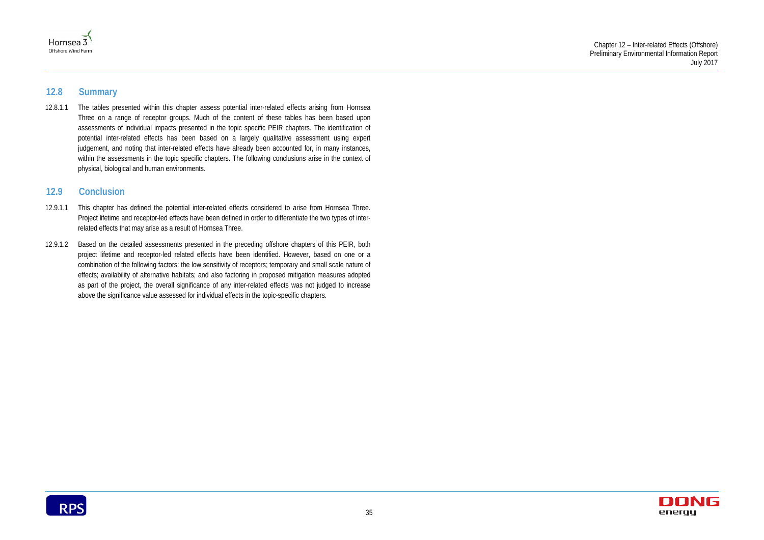## 12.8 Summary

12.8.1.1 The tables presented within this chapter assess potential inter-related effects arising from Hornsea Three on a range of receptor groups. Much of the content of these tables has been based upon assessments of individual impacts presented in the topic specific PEIR chapters. The identification of potential inter-related effects has been based on a largely qualitative assessment using expert judgement, and noting that inter-related effects have already been accounted for, in many instances, within the assessments in the topic specific chapters. The following conclusions arise in the context of physical, biological and human environments.

## 12.9 Conclusion

12.9.1.1 This chapter has defined the potential inter-related effects considered to arise from Hornsea Three. Project lifetime and receptor-led effects have been defined in order to differentiate the two types of inter-related effects that may arise as a result of Hornsea Three.

12.9.1.2 Based on the detailed assessments presented in the preceding offshore chapters of this PEIR, both project lifetime and receptor-led related effects have been identified. However, based on one or a combination of the following factors: the low sensitivity of receptors; temporary and small scale nature of effects; availability of alternative habitats; and also factoring in proposed mitigation measures adopted as part of the project, the overall significance of any inter-related effects was not judged to increase above the significance value assessed for individual effects in the topic-specific chapters.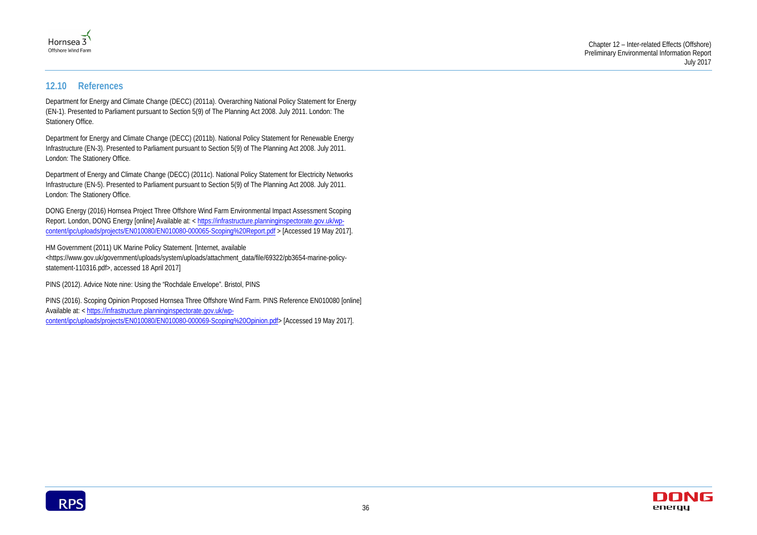## 12.10 References

Department for Energy and Climate Change (DECC) (2011a). Overarching National Policy Statement for Energy (EN-1). Presented to Parliament pursuant to Section 5(9) of The Planning Act 2008. July 2011. London: The Stationery Office.

Department for Energy and Climate Change (DECC) (2011b). National Policy Statement for Renewable Energy Infrastructure (EN-3). Presented to Parliament pursuant to Section 5(9) of The Planning Act 2008. July 2011. London: The Stationery Office.

Department of Energy and Climate Change (DECC) (2011c). National Policy Statement for Electricity Networks Infrastructure (EN-5). Presented to Parliament pursuant to Section 5(9) of The Planning Act 2008. July 2011. London: The Stationery Office.

DONG Energy (2016) Hornsea Project Three Offshore Wind Farm Environmental Impact Assessment Scoping Report. London, DONG Energy [online] Available at: < https://infrastructure.planninginspectorate.gov.uk/wp-content/ipc/uploads/projects/EN010080/EN010080-000065-Scoping%20Report.pdf > [Accessed 19 May 2017].

HM Government (2011) UK Marine Policy Statement. [Internet, available <https://www.gov.uk/government/uploads/system/uploads/attachment_data/file/69322/pb3654-marine-policy-statement-110316.pdf>, accessed 18 April 2017]

PINS (2012). Advice Note nine: Using the "Rochdale Envelope". Bristol, PINS

PINS (2016). Scoping Opinion Proposed Hornsea Three Offshore Wind Farm. PINS Reference EN010080 [online] Available at: < https://infrastructure.planninginspectorate.gov.uk/wp-content/ipc/uploads/projects/EN010080/EN010080-000069-Scoping%20Opinion.pdf> [Accessed 19 May 2017].